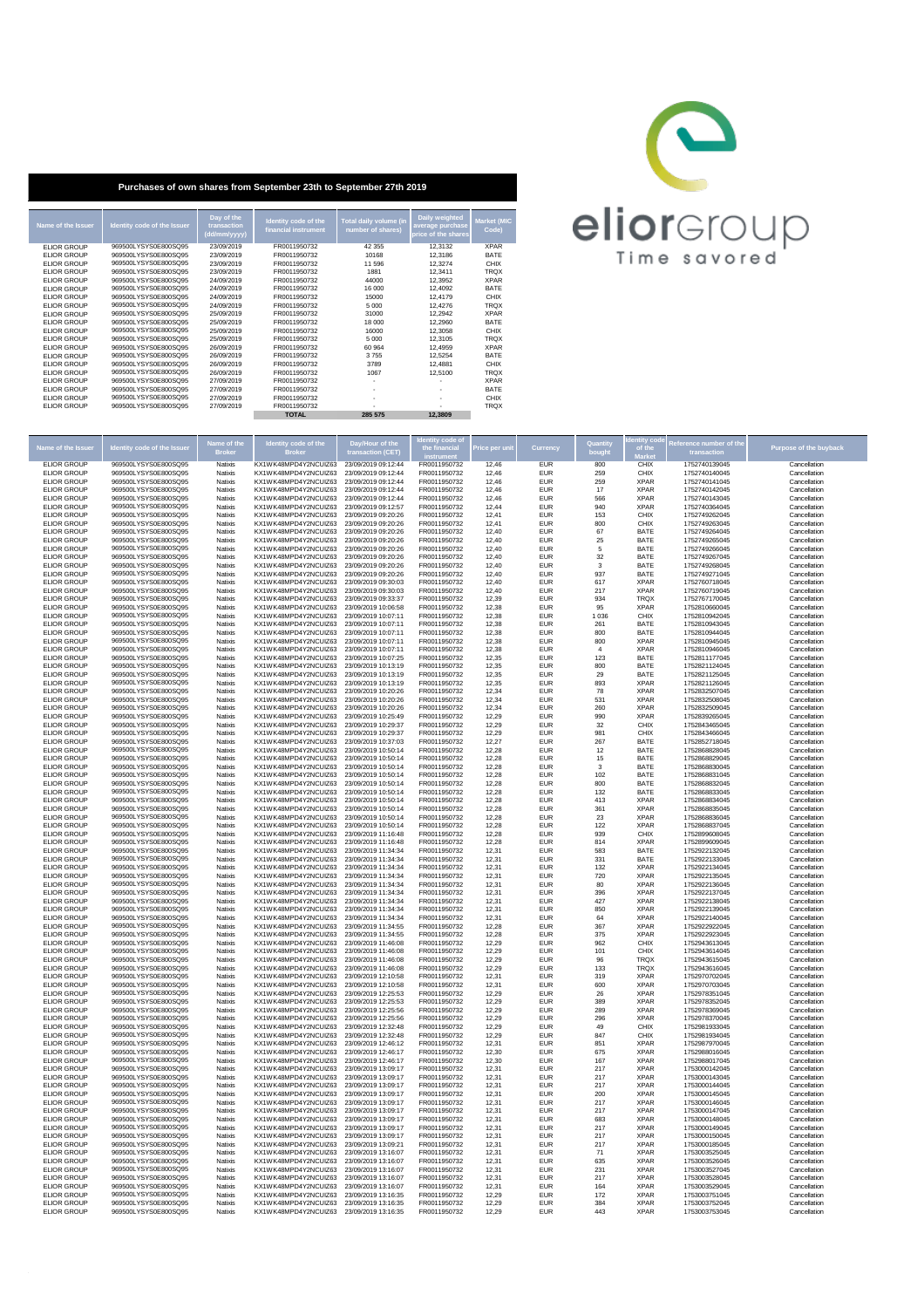eliorgroup
Time savored

## Purchases of own shares from September 23th to September 27th 2019

| Name of the Issuer | Identity code of the Issuer | Day of the transaction (dd/mm/yyyy) | Identity code of the financial instrument | Total daily volume (in number of shares) | Daily weighted average purchase price of the shares | Market (MIC Code) |
|---|---|---|---|---|---|---|
| ELIOR GROUP | 969500LYSYS0E800SQ95 | 23/09/2019 | FR0011950732 | 42 355 | 12,3132 | XPAR |
| ELIOR GROUP | 969500LYSYS0E800SQ95 | 23/09/2019 | FR0011950732 | 10168 | 12,3186 | BATE |
| ELIOR GROUP | 969500LYSYS0E800SQ95 | 23/09/2019 | FR0011950732 | 11 596 | 12,3274 | CHIX |
| ELIOR GROUP | 969500LYSYS0E800SQ95 | 23/09/2019 | FR0011950732 | 1881 | 12,3411 | TRQX |
| ELIOR GROUP | 969500LYSYS0E800SQ95 | 24/09/2019 | FR0011950732 | 44000 | 12,3952 | XPAR |
| ELIOR GROUP | 969500LYSYS0E800SQ95 | 24/09/2019 | FR0011950732 | 16 000 | 12,4092 | BATE |
| ELIOR GROUP | 969500LYSYS0E800SQ95 | 24/09/2019 | FR0011950732 | 15000 | 12,4179 | CHIX |
| ELIOR GROUP | 969500LYSYS0E800SQ95 | 24/09/2019 | FR0011950732 | 5 000 | 12,4276 | TRQX |
| ELIOR GROUP | 969500LYSYS0E800SQ95 | 25/09/2019 | FR0011950732 | 31000 | 12,2942 | XPAR |
| ELIOR GROUP | 969500LYSYS0E800SQ95 | 25/09/2019 | FR0011950732 | 18 000 | 12,2960 | BATE |
| ELIOR GROUP | 969500LYSYS0E800SQ95 | 25/09/2019 | FR0011950732 | 16000 | 12,3058 | CHIX |
| ELIOR GROUP | 969500LYSYS0E800SQ95 | 25/09/2019 | FR0011950732 | 5 000 | 12,3105 | TRQX |
| ELIOR GROUP | 969500LYSYS0E800SQ95 | 26/09/2019 | FR0011950732 | 60 964 | 12,4959 | XPAR |
| ELIOR GROUP | 969500LYSYS0E800SQ95 | 26/09/2019 | FR0011950732 | 3 755 | 12,5254 | BATE |
| ELIOR GROUP | 969500LYSYS0E800SQ95 | 26/09/2019 | FR0011950732 | 3789 | 12,4881 | CHIX |
| ELIOR GROUP | 969500LYSYS0E800SQ95 | 26/09/2019 | FR0011950732 | 1067 | 12,5100 | TRQX |
| ELIOR GROUP | 969500LYSYS0E800SQ95 | 27/09/2019 | FR0011950732 | - | - | XPAR |
| ELIOR GROUP | 969500LYSYS0E800SQ95 | 27/09/2019 | FR0011950732 | - | - | BATE |
| ELIOR GROUP | 969500LYSYS0E800SQ95 | 27/09/2019 | FR0011950732 | - | - | CHIX |
| ELIOR GROUP | 969500LYSYS0E800SQ95 | 27/09/2019 | FR0011950732 | - | - | TRQX |
| | | | TOTAL | 285 575 | 12,3809 | |

| Name of the Issuer | Identity code of the Issuer | Name of the Broker | Identity code of the Broker | Day/Hour of the transaction (CET) | Identity code of the financial instrument | Price per unit | Currency | Quantity bought | Identity code of the Market | Reference number of the transaction | Purpose of the buyback |
|---|---|---|---|---|---|---|---|---|---|---|---|
| ELIOR GROUP | 969500LYSYS0E800SQ95 | Natixis | KX1WK48MPD4Y2NCUIZ63 | 23/09/2019 09:12:44 | FR0011950732 | 12,46 | EUR | 800 | CHIX | 1752740139045 | Cancellation |
| ELIOR GROUP | 969500LYSYS0E800SQ95 | Natixis | KX1WK48MPD4Y2NCUIZ63 | 23/09/2019 09:12:44 | FR0011950732 | 12,46 | EUR | 259 | CHIX | 1752740140045 | Cancellation |
| ELIOR GROUP | 969500LYSYS0E800SQ95 | Natixis | KX1WK48MPD4Y2NCUIZ63 | 23/09/2019 09:12:44 | FR0011950732 | 12,46 | EUR | 259 | XPAR | 1752740141045 | Cancellation |
| ELIOR GROUP | 969500LYSYS0E800SQ95 | Natixis | KX1WK48MPD4Y2NCUIZ63 | 23/09/2019 09:12:44 | FR0011950732 | 12,46 | EUR | 17 | XPAR | 1752740142045 | Cancellation |
| ELIOR GROUP | 969500LYSYS0E800SQ95 | Natixis | KX1WK48MPD4Y2NCUIZ63 | 23/09/2019 09:12:44 | FR0011950732 | 12,46 | EUR | 566 | XPAR | 1752740143045 | Cancellation |
| ELIOR GROUP | 969500LYSYS0E800SQ95 | Natixis | KX1WK48MPD4Y2NCUIZ63 | 23/09/2019 09:12:57 | FR0011950732 | 12,44 | EUR | 940 | XPAR | 1752740364045 | Cancellation |
| ELIOR GROUP | 969500LYSYS0E800SQ95 | Natixis | KX1WK48MPD4Y2NCUIZ63 | 23/09/2019 09:20:26 | FR0011950732 | 12,41 | EUR | 153 | CHIX | 1752749262045 | Cancellation |
| ELIOR GROUP | 969500LYSYS0E800SQ95 | Natixis | KX1WK48MPD4Y2NCUIZ63 | 23/09/2019 09:20:26 | FR0011950732 | 12,41 | EUR | 800 | CHIX | 1752749263045 | Cancellation |
| ELIOR GROUP | 969500LYSYS0E800SQ95 | Natixis | KX1WK48MPD4Y2NCUIZ63 | 23/09/2019 09:20:26 | FR0011950732 | 12,40 | EUR | 67 | BATE | 1752749264045 | Cancellation |
| ELIOR GROUP | 969500LYSYS0E800SQ95 | Natixis | KX1WK48MPD4Y2NCUIZ63 | 23/09/2019 09:20:26 | FR0011950732 | 12,40 | EUR | 25 | BATE | 1752749265045 | Cancellation |
| ELIOR GROUP | 969500LYSYS0E800SQ95 | Natixis | KX1WK48MPD4Y2NCUIZ63 | 23/09/2019 09:20:26 | FR0011950732 | 12,40 | EUR | 5 | BATE | 1752749266045 | Cancellation |
| ELIOR GROUP | 969500LYSYS0E800SQ95 | Natixis | KX1WK48MPD4Y2NCUIZ63 | 23/09/2019 09:20:26 | FR0011950732 | 12,40 | EUR | 32 | BATE | 1752749267045 | Cancellation |
| ELIOR GROUP | 969500LYSYS0E800SQ95 | Natixis | KX1WK48MPD4Y2NCUIZ63 | 23/09/2019 09:20:26 | FR0011950732 | 12,40 | EUR | 3 | BATE | 1752749268045 | Cancellation |
| ELIOR GROUP | 969500LYSYS0E800SQ95 | Natixis | KX1WK48MPD4Y2NCUIZ63 | 23/09/2019 09:20:26 | FR0011950732 | 12,40 | EUR | 937 | BATE | 1752749271045 | Cancellation |
| ELIOR GROUP | 969500LYSYS0E800SQ95 | Natixis | KX1WK48MPD4Y2NCUIZ63 | 23/09/2019 09:30:03 | FR0011950732 | 12,40 | EUR | 617 | XPAR | 1752760718045 | Cancellation |
| ELIOR GROUP | 969500LYSYS0E800SQ95 | Natixis | KX1WK48MPD4Y2NCUIZ63 | 23/09/2019 09:30:03 | FR0011950732 | 12,40 | EUR | 217 | XPAR | 1752760719045 | Cancellation |
| ELIOR GROUP | 969500LYSYS0E800SQ95 | Natixis | KX1WK48MPD4Y2NCUIZ63 | 23/09/2019 09:33:37 | FR0011950732 | 12,39 | EUR | 934 | TRQX | 1752767170045 | Cancellation |
| ELIOR GROUP | 969500LYSYS0E800SQ95 | Natixis | KX1WK48MPD4Y2NCUIZ63 | 23/09/2019 10:06:58 | FR0011950732 | 12,38 | EUR | 95 | XPAR | 1752810660045 | Cancellation |
| ELIOR GROUP | 969500LYSYS0E800SQ95 | Natixis | KX1WK48MPD4Y2NCUIZ63 | 23/09/2019 10:07:11 | FR0011950732 | 12,38 | EUR | 1 036 | CHIX | 1752810942045 | Cancellation |
| ELIOR GROUP | 969500LYSYS0E800SQ95 | Natixis | KX1WK48MPD4Y2NCUIZ63 | 23/09/2019 10:07:11 | FR0011950732 | 12,38 | EUR | 261 | BATE | 1752810943045 | Cancellation |
| ELIOR GROUP | 969500LYSYS0E800SQ95 | Natixis | KX1WK48MPD4Y2NCUIZ63 | 23/09/2019 10:07:11 | FR0011950732 | 12,38 | EUR | 800 | BATE | 1752810944045 | Cancellation |
| ELIOR GROUP | 969500LYSYS0E800SQ95 | Natixis | KX1WK48MPD4Y2NCUIZ63 | 23/09/2019 10:07:11 | FR0011950732 | 12,38 | EUR | 800 | XPAR | 1752810945045 | Cancellation |
| ELIOR GROUP | 969500LYSYS0E800SQ95 | Natixis | KX1WK48MPD4Y2NCUIZ63 | 23/09/2019 10:07:11 | FR0011950732 | 12,38 | EUR | 4 | XPAR | 1752810946045 | Cancellation |
| ELIOR GROUP | 969500LYSYS0E800SQ95 | Natixis | KX1WK48MPD4Y2NCUIZ63 | 23/09/2019 10:07:25 | FR0011950732 | 12,35 | EUR | 123 | BATE | 1752811177045 | Cancellation |
| ELIOR GROUP | 969500LYSYS0E800SQ95 | Natixis | KX1WK48MPD4Y2NCUIZ63 | 23/09/2019 10:13:19 | FR0011950732 | 12,35 | EUR | 800 | BATE | 1752821124045 | Cancellation |
| ELIOR GROUP | 969500LYSYS0E800SQ95 | Natixis | KX1WK48MPD4Y2NCUIZ63 | 23/09/2019 10:13:19 | FR0011950732 | 12,35 | EUR | 29 | BATE | 1752821125045 | Cancellation |
| ELIOR GROUP | 969500LYSYS0E800SQ95 | Natixis | KX1WK48MPD4Y2NCUIZ63 | 23/09/2019 10:13:19 | FR0011950732 | 12,35 | EUR | 893 | XPAR | 1752821126045 | Cancellation |
| ELIOR GROUP | 969500LYSYS0E800SQ95 | Natixis | KX1WK48MPD4Y2NCUIZ63 | 23/09/2019 10:20:26 | FR0011950732 | 12,34 | EUR | 78 | XPAR | 1752832507045 | Cancellation |
| ELIOR GROUP | 969500LYSYS0E800SQ95 | Natixis | KX1WK48MPD4Y2NCUIZ63 | 23/09/2019 10:20:26 | FR0011950732 | 12,34 | EUR | 531 | XPAR | 1752832508045 | Cancellation |
| ELIOR GROUP | 969500LYSYS0E800SQ95 | Natixis | KX1WK48MPD4Y2NCUIZ63 | 23/09/2019 10:20:26 | FR0011950732 | 12,34 | EUR | 260 | XPAR | 1752832509045 | Cancellation |
| ELIOR GROUP | 969500LYSYS0E800SQ95 | Natixis | KX1WK48MPD4Y2NCUIZ63 | 23/09/2019 10:25:49 | FR0011950732 | 12,29 | EUR | 990 | XPAR | 1752839265045 | Cancellation |
| ELIOR GROUP | 969500LYSYS0E800SQ95 | Natixis | KX1WK48MPD4Y2NCUIZ63 | 23/09/2019 10:29:37 | FR0011950732 | 12,29 | EUR | 32 | CHIX | 1752843465045 | Cancellation |
| ELIOR GROUP | 969500LYSYS0E800SQ95 | Natixis | KX1WK48MPD4Y2NCUIZ63 | 23/09/2019 10:29:37 | FR0011950732 | 12,29 | EUR | 981 | CHIX | 1752843466045 | Cancellation |
| ELIOR GROUP | 969500LYSYS0E800SQ95 | Natixis | KX1WK48MPD4Y2NCUIZ63 | 23/09/2019 10:37:03 | FR0011950732 | 12,27 | EUR | 267 | BATE | 1752852718045 | Cancellation |
| ELIOR GROUP | 969500LYSYS0E800SQ95 | Natixis | KX1WK48MPD4Y2NCUIZ63 | 23/09/2019 10:50:14 | FR0011950732 | 12,28 | EUR | 12 | BATE | 1752868828045 | Cancellation |
| ELIOR GROUP | 969500LYSYS0E800SQ95 | Natixis | KX1WK48MPD4Y2NCUIZ63 | 23/09/2019 10:50:14 | FR0011950732 | 12,28 | EUR | 15 | BATE | 1752868829045 | Cancellation |
| ELIOR GROUP | 969500LYSYS0E800SQ95 | Natixis | KX1WK48MPD4Y2NCUIZ63 | 23/09/2019 10:50:14 | FR0011950732 | 12,28 | EUR | 3 | BATE | 1752868830045 | Cancellation |
| ELIOR GROUP | 969500LYSYS0E800SQ95 | Natixis | KX1WK48MPD4Y2NCUIZ63 | 23/09/2019 10:50:14 | FR0011950732 | 12,28 | EUR | 102 | BATE | 1752868831045 | Cancellation |
| ELIOR GROUP | 969500LYSYS0E800SQ95 | Natixis | KX1WK48MPD4Y2NCUIZ63 | 23/09/2019 10:50:14 | FR0011950732 | 12,28 | EUR | 800 | BATE | 1752868832045 | Cancellation |
| ELIOR GROUP | 969500LYSYS0E800SQ95 | Natixis | KX1WK48MPD4Y2NCUIZ63 | 23/09/2019 10:50:14 | FR0011950732 | 12,28 | EUR | 132 | BATE | 1752868833045 | Cancellation |
| ELIOR GROUP | 969500LYSYS0E800SQ95 | Natixis | KX1WK48MPD4Y2NCUIZ63 | 23/09/2019 10:50:14 | FR0011950732 | 12,28 | EUR | 413 | XPAR | 1752868834045 | Cancellation |
| ELIOR GROUP | 969500LYSYS0E800SQ95 | Natixis | KX1WK48MPD4Y2NCUIZ63 | 23/09/2019 10:50:14 | FR0011950732 | 12,28 | EUR | 361 | XPAR | 1752868835045 | Cancellation |
| ELIOR GROUP | 969500LYSYS0E800SQ95 | Natixis | KX1WK48MPD4Y2NCUIZ63 | 23/09/2019 10:50:14 | FR0011950732 | 12,28 | EUR | 23 | XPAR | 1752868836045 | Cancellation |
| ELIOR GROUP | 969500LYSYS0E800SQ95 | Natixis | KX1WK48MPD4Y2NCUIZ63 | 23/09/2019 10:50:14 | FR0011950732 | 12,28 | EUR | 122 | XPAR | 1752868837045 | Cancellation |
| ELIOR GROUP | 969500LYSYS0E800SQ95 | Natixis | KX1WK48MPD4Y2NCUIZ63 | 23/09/2019 11:16:48 | FR0011950732 | 12,28 | EUR | 939 | CHIX | 1752899608045 | Cancellation |
| ELIOR GROUP | 969500LYSYS0E800SQ95 | Natixis | KX1WK48MPD4Y2NCUIZ63 | 23/09/2019 11:16:48 | FR0011950732 | 12,28 | EUR | 814 | XPAR | 1752899609045 | Cancellation |
| ELIOR GROUP | 969500LYSYS0E800SQ95 | Natixis | KX1WK48MPD4Y2NCUIZ63 | 23/09/2019 11:34:34 | FR0011950732 | 12,31 | EUR | 583 | BATE | 1752922132045 | Cancellation |
| ELIOR GROUP | 969500LYSYS0E800SQ95 | Natixis | KX1WK48MPD4Y2NCUIZ63 | 23/09/2019 11:34:34 | FR0011950732 | 12,31 | EUR | 331 | BATE | 1752922133045 | Cancellation |
| ELIOR GROUP | 969500LYSYS0E800SQ95 | Natixis | KX1WK48MPD4Y2NCUIZ63 | 23/09/2019 11:34:34 | FR0011950732 | 12,31 | EUR | 132 | XPAR | 1752922134045 | Cancellation |
| ELIOR GROUP | 969500LYSYS0E800SQ95 | Natixis | KX1WK48MPD4Y2NCUIZ63 | 23/09/2019 11:34:34 | FR0011950732 | 12,31 | EUR | 720 | XPAR | 1752922135045 | Cancellation |
| ELIOR GROUP | 969500LYSYS0E800SQ95 | Natixis | KX1WK48MPD4Y2NCUIZ63 | 23/09/2019 11:34:34 | FR0011950732 | 12,31 | EUR | 80 | XPAR | 1752922136045 | Cancellation |
| ELIOR GROUP | 969500LYSYS0E800SQ95 | Natixis | KX1WK48MPD4Y2NCUIZ63 | 23/09/2019 11:34:34 | FR0011950732 | 12,31 | EUR | 396 | XPAR | 1752922137045 | Cancellation |
| ELIOR GROUP | 969500LYSYS0E800SQ95 | Natixis | KX1WK48MPD4Y2NCUIZ63 | 23/09/2019 11:34:34 | FR0011950732 | 12,31 | EUR | 427 | XPAR | 1752922138045 | Cancellation |
| ELIOR GROUP | 969500LYSYS0E800SQ95 | Natixis | KX1WK48MPD4Y2NCUIZ63 | 23/09/2019 11:34:34 | FR0011950732 | 12,31 | EUR | 850 | XPAR | 1752922139045 | Cancellation |
| ELIOR GROUP | 969500LYSYS0E800SQ95 | Natixis | KX1WK48MPD4Y2NCUIZ63 | 23/09/2019 11:34:34 | FR0011950732 | 12,31 | EUR | 64 | XPAR | 1752922140045 | Cancellation |
| ELIOR GROUP | 969500LYSYS0E800SQ95 | Natixis | KX1WK48MPD4Y2NCUIZ63 | 23/09/2019 11:34:55 | FR0011950732 | 12,28 | EUR | 367 | XPAR | 1752922922045 | Cancellation |
| ELIOR GROUP | 969500LYSYS0E800SQ95 | Natixis | KX1WK48MPD4Y2NCUIZ63 | 23/09/2019 11:34:55 | FR0011950732 | 12,28 | EUR | 375 | XPAR | 1752922923045 | Cancellation |
| ELIOR GROUP | 969500LYSYS0E800SQ95 | Natixis | KX1WK48MPD4Y2NCUIZ63 | 23/09/2019 11:46:08 | FR0011950732 | 12,29 | EUR | 962 | CHIX | 1752943613045 | Cancellation |
| ELIOR GROUP | 969500LYSYS0E800SQ95 | Natixis | KX1WK48MPD4Y2NCUIZ63 | 23/09/2019 11:46:08 | FR0011950732 | 12,29 | EUR | 101 | CHIX | 1752943614045 | Cancellation |
| ELIOR GROUP | 969500LYSYS0E800SQ95 | Natixis | KX1WK48MPD4Y2NCUIZ63 | 23/09/2019 11:46:08 | FR0011950732 | 12,29 | EUR | 96 | TRQX | 1752943615045 | Cancellation |
| ELIOR GROUP | 969500LYSYS0E800SQ95 | Natixis | KX1WK48MPD4Y2NCUIZ63 | 23/09/2019 11:46:08 | FR0011950732 | 12,29 | EUR | 133 | TRQX | 1752943616045 | Cancellation |
| ELIOR GROUP | 969500LYSYS0E800SQ95 | Natixis | KX1WK48MPD4Y2NCUIZ63 | 23/09/2019 12:10:58 | FR0011950732 | 12,31 | EUR | 319 | XPAR | 1752970702045 | Cancellation |
| ELIOR GROUP | 969500LYSYS0E800SQ95 | Natixis | KX1WK48MPD4Y2NCUIZ63 | 23/09/2019 12:10:58 | FR0011950732 | 12,31 | EUR | 600 | XPAR | 1752970703045 | Cancellation |
| ELIOR GROUP | 969500LYSYS0E800SQ95 | Natixis | KX1WK48MPD4Y2NCUIZ63 | 23/09/2019 12:25:53 | FR0011950732 | 12,29 | EUR | 26 | XPAR | 1752978351045 | Cancellation |
| ELIOR GROUP | 969500LYSYS0E800SQ95 | Natixis | KX1WK48MPD4Y2NCUIZ63 | 23/09/2019 12:25:53 | FR0011950732 | 12,29 | EUR | 389 | XPAR | 1752978352045 | Cancellation |
| ELIOR GROUP | 969500LYSYS0E800SQ95 | Natixis | KX1WK48MPD4Y2NCUIZ63 | 23/09/2019 12:25:56 | FR0011950732 | 12,29 | EUR | 289 | XPAR | 1752978369045 | Cancellation |
| ELIOR GROUP | 969500LYSYS0E800SQ95 | Natixis | KX1WK48MPD4Y2NCUIZ63 | 23/09/2019 12:25:56 | FR0011950732 | 12,29 | EUR | 296 | XPAR | 1752978370045 | Cancellation |
| ELIOR GROUP | 969500LYSYS0E800SQ95 | Natixis | KX1WK48MPD4Y2NCUIZ63 | 23/09/2019 12:32:48 | FR0011950732 | 12,29 | EUR | 49 | CHIX | 1752981933045 | Cancellation |
| ELIOR GROUP | 969500LYSYS0E800SQ95 | Natixis | KX1WK48MPD4Y2NCUIZ63 | 23/09/2019 12:32:48 | FR0011950732 | 12,29 | EUR | 847 | CHIX | 1752981934045 | Cancellation |
| ELIOR GROUP | 969500LYSYS0E800SQ95 | Natixis | KX1WK48MPD4Y2NCUIZ63 | 23/09/2019 12:46:12 | FR0011950732 | 12,31 | EUR | 851 | XPAR | 1752987970045 | Cancellation |
| ELIOR GROUP | 969500LYSYS0E800SQ95 | Natixis | KX1WK48MPD4Y2NCUIZ63 | 23/09/2019 12:46:17 | FR0011950732 | 12,30 | EUR | 675 | XPAR | 1752988016045 | Cancellation |
| ELIOR GROUP | 969500LYSYS0E800SQ95 | Natixis | KX1WK48MPD4Y2NCUIZ63 | 23/09/2019 12:46:17 | FR0011950732 | 12,30 | EUR | 167 | XPAR | 1752988017045 | Cancellation |
| ELIOR GROUP | 969500LYSYS0E800SQ95 | Natixis | KX1WK48MPD4Y2NCUIZ63 | 23/09/2019 13:09:17 | FR0011950732 | 12,31 | EUR | 217 | XPAR | 1753000142045 | Cancellation |
| ELIOR GROUP | 969500LYSYS0E800SQ95 | Natixis | KX1WK48MPD4Y2NCUIZ63 | 23/09/2019 13:09:17 | FR0011950732 | 12,31 | EUR | 217 | XPAR | 1753000143045 | Cancellation |
| ELIOR GROUP | 969500LYSYS0E800SQ95 | Natixis | KX1WK48MPD4Y2NCUIZ63 | 23/09/2019 13:09:17 | FR0011950732 | 12,31 | EUR | 217 | XPAR | 1753000144045 | Cancellation |
| ELIOR GROUP | 969500LYSYS0E800SQ95 | Natixis | KX1WK48MPD4Y2NCUIZ63 | 23/09/2019 13:09:17 | FR0011950732 | 12,31 | EUR | 200 | XPAR | 1753000145045 | Cancellation |
| ELIOR GROUP | 969500LYSYS0E800SQ95 | Natixis | KX1WK48MPD4Y2NCUIZ63 | 23/09/2019 13:09:17 | FR0011950732 | 12,31 | EUR | 217 | XPAR | 1753000146045 | Cancellation |
| ELIOR GROUP | 969500LYSYS0E800SQ95 | Natixis | KX1WK48MPD4Y2NCUIZ63 | 23/09/2019 13:09:17 | FR0011950732 | 12,31 | EUR | 217 | XPAR | 1753000147045 | Cancellation |
| ELIOR GROUP | 969500LYSYS0E800SQ95 | Natixis | KX1WK48MPD4Y2NCUIZ63 | 23/09/2019 13:09:17 | FR0011950732 | 12,31 | EUR | 683 | XPAR | 1753000148045 | Cancellation |
| ELIOR GROUP | 969500LYSYS0E800SQ95 | Natixis | KX1WK48MPD4Y2NCUIZ63 | 23/09/2019 13:09:17 | FR0011950732 | 12,31 | EUR | 217 | XPAR | 1753000149045 | Cancellation |
| ELIOR GROUP | 969500LYSYS0E800SQ95 | Natixis | KX1WK48MPD4Y2NCUIZ63 | 23/09/2019 13:09:17 | FR0011950732 | 12,31 | EUR | 217 | XPAR | 1753000150045 | Cancellation |
| ELIOR GROUP | 969500LYSYS0E800SQ95 | Natixis | KX1WK48MPD4Y2NCUIZ63 | 23/09/2019 13:09:21 | FR0011950732 | 12,31 | EUR | 217 | XPAR | 1753000185045 | Cancellation |
| ELIOR GROUP | 969500LYSYS0E800SQ95 | Natixis | KX1WK48MPD4Y2NCUIZ63 | 23/09/2019 13:16:07 | FR0011950732 | 12,31 | EUR | 71 | XPAR | 1753003525045 | Cancellation |
| ELIOR GROUP | 969500LYSYS0E800SQ95 | Natixis | KX1WK48MPD4Y2NCUIZ63 | 23/09/2019 13:16:07 | FR0011950732 | 12,31 | EUR | 635 | XPAR | 1753003526045 | Cancellation |
| ELIOR GROUP | 969500LYSYS0E800SQ95 | Natixis | KX1WK48MPD4Y2NCUIZ63 | 23/09/2019 13:16:07 | FR0011950732 | 12,31 | EUR | 231 | XPAR | 1753003527045 | Cancellation |
| ELIOR GROUP | 969500LYSYS0E800SQ95 | Natixis | KX1WK48MPD4Y2NCUIZ63 | 23/09/2019 13:16:07 | FR0011950732 | 12,31 | EUR | 217 | XPAR | 1753003528045 | Cancellation |
| ELIOR GROUP | 969500LYSYS0E800SQ95 | Natixis | KX1WK48MPD4Y2NCUIZ63 | 23/09/2019 13:16:07 | FR0011950732 | 12,31 | EUR | 164 | XPAR | 1753003529045 | Cancellation |
| ELIOR GROUP | 969500LYSYS0E800SQ95 | Natixis | KX1WK48MPD4Y2NCUIZ63 | 23/09/2019 13:16:35 | FR0011950732 | 12,29 | EUR | 172 | XPAR | 1753003751045 | Cancellation |
| ELIOR GROUP | 969500LYSYS0E800SQ95 | Natixis | KX1WK48MPD4Y2NCUIZ63 | 23/09/2019 13:16:35 | FR0011950732 | 12,29 | EUR | 384 | XPAR | 1753003752045 | Cancellation |
| ELIOR GROUP | 969500LYSYS0E800SQ95 | Natixis | KX1WK48MPD4Y2NCUIZ63 | 23/09/2019 13:16:35 | FR0011950732 | 12,29 | EUR | 443 | XPAR | 1753003753045 | Cancellation |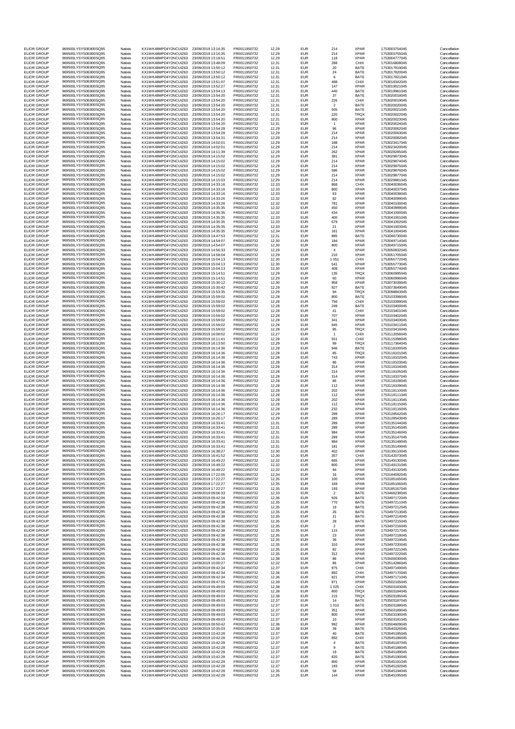| | | | | | | | | | | | |
|---|---|---|---|---|---|---|---|---|---|---|---|
| ELIOR GROUP | 969500LYSYS0E800SQ95 | Natixis | KX1WK48MPD4Y2NCUIZ63 | 23/09/2019 13:16:35 | FR0011950732 | 12,29 | EUR | 214 | XPAR | 1753003754045 | Cancellation |
| ELIOR GROUP | 969500LYSYS0E800SQ95 | Natixis | KX1WK48MPD4Y2NCUIZ63 | 23/09/2019 13:16:35 | FR0011950732 | 12,29 | EUR | 214 | XPAR | 1753003755045 | Cancellation |
| ELIOR GROUP | 969500LYSYS0E800SQ95 | Natixis | KX1WK48MPD4Y2NCUIZ63 | 23/09/2019 13:18:51 | FR0011950732 | 12,29 | EUR | 118 | XPAR | 1753004777045 | Cancellation |
| ELIOR GROUP | 969500LYSYS0E800SQ95 | Natixis | KX1WK48MPD4Y2NCUIZ63 | 23/09/2019 13:48:09 | FR0011950732 | 12,31 | EUR | 288 | CHIX | 1753016808045 | Cancellation |
| ELIOR GROUP | 969500LYSYS0E800SQ95 | Natixis | KX1WK48MPD4Y2NCUIZ63 | 23/09/2019 13:50:12 | FR0011950732 | 12,31 | EUR | 20 | BATE | 1753017819045 | Cancellation |
| ELIOR GROUP | 969500LYSYS0E800SQ95 | Natixis | KX1WK48MPD4Y2NCUIZ63 | 23/09/2019 13:50:12 | FR0011950732 | 12,31 | EUR | 24 | BATE | 1753017820045 | Cancellation |
| ELIOR GROUP | 969500LYSYS0E800SQ95 | Natixis | KX1WK48MPD4Y2NCUIZ63 | 23/09/2019 13:50:12 | FR0011950732 | 12,31 | EUR | 6 | BATE | 1753017821045 | Cancellation |
| ELIOR GROUP | 969500LYSYS0E800SQ95 | Natixis | KX1WK48MPD4Y2NCUIZ63 | 23/09/2019 13:51:07 | FR0011950732 | 12,31 | EUR | 498 | CHIX | 1753018342045 | Cancellation |
| ELIOR GROUP | 969500LYSYS0E800SQ95 | Natixis | KX1WK48MPD4Y2NCUIZ63 | 23/09/2019 13:52:27 | FR0011950732 | 12,31 | EUR | 147 | XPAR | 1753019021045 | Cancellation |
| ELIOR GROUP | 969500LYSYS0E800SQ95 | Natixis | KX1WK48MPD4Y2NCUIZ63 | 23/09/2019 13:54:13 | FR0011950732 | 12,31 | EUR | 440 | BATE | 1753019981045 | Cancellation |
| ELIOR GROUP | 969500LYSYS0E800SQ95 | Natixis | KX1WK48MPD4Y2NCUIZ63 | 23/09/2019 13:54:20 | FR0011950732 | 12,31 | EUR | 37 | BATE | 1753020018045 | Cancellation |
| ELIOR GROUP | 969500LYSYS0E800SQ95 | Natixis | KX1WK48MPD4Y2NCUIZ63 | 23/09/2019 13:54:20 | FR0011950732 | 12,31 | EUR | 226 | CHIX | 1753020019045 | Cancellation |
| ELIOR GROUP | 969500LYSYS0E800SQ95 | Natixis | KX1WK48MPD4Y2NCUIZ63 | 23/09/2019 13:54:20 | FR0011950732 | 12,31 | EUR | 2 | BATE | 1753020020045 | Cancellation |
| ELIOR GROUP | 969500LYSYS0E800SQ95 | Natixis | KX1WK48MPD4Y2NCUIZ63 | 23/09/2019 13:54:20 | FR0011950732 | 12,31 | EUR | 505 | BATE | 1753020021045 | Cancellation |
| ELIOR GROUP | 969500LYSYS0E800SQ95 | Natixis | KX1WK48MPD4Y2NCUIZ63 | 23/09/2019 13:54:20 | FR0011950732 | 12,31 | EUR | 220 | TRQX | 1753020022045 | Cancellation |
| ELIOR GROUP | 969500LYSYS0E800SQ95 | Natixis | KX1WK48MPD4Y2NCUIZ63 | 23/09/2019 13:54:20 | FR0011950732 | 12,31 | EUR | 800 | XPAR | 1753020023045 | Cancellation |
| ELIOR GROUP | 969500LYSYS0E800SQ95 | Natixis | KX1WK48MPD4Y2NCUIZ63 | 23/09/2019 13:54:20 | FR0011950732 | 12,31 | EUR | 1 | XPAR | 1753020024045 | Cancellation |
| ELIOR GROUP | 969500LYSYS0E800SQ95 | Natixis | KX1WK48MPD4Y2NCUIZ63 | 23/09/2019 13:54:28 | FR0011950732 | 12,29 | EUR | 96 | XPAR | 1753020062045 | Cancellation |
| ELIOR GROUP | 969500LYSYS0E800SQ95 | Natixis | KX1WK48MPD4Y2NCUIZ63 | 23/09/2019 13:54:28 | FR0011950732 | 12,29 | EUR | 214 | XPAR | 1753020063045 | Cancellation |
| ELIOR GROUP | 969500LYSYS0E800SQ95 | Natixis | KX1WK48MPD4Y2NCUIZ63 | 23/09/2019 13:54:31 | FR0011950732 | 12,29 | EUR | 214 | XPAR | 1753020082045 | Cancellation |
| ELIOR GROUP | 969500LYSYS0E800SQ95 | Natixis | KX1WK48MPD4Y2NCUIZ63 | 23/09/2019 14:02:01 | FR0011950732 | 12,29 | EUR | 188 | XPAR | 1753023417045 | Cancellation |
| ELIOR GROUP | 969500LYSYS0E800SQ95 | Natixis | KX1WK48MPD4Y2NCUIZ63 | 23/09/2019 14:02:01 | FR0011950732 | 12,29 | EUR | 214 | XPAR | 1753023420045 | Cancellation |
| ELIOR GROUP | 969500LYSYS0E800SQ95 | Natixis | KX1WK48MPD4Y2NCUIZ63 | 23/09/2019 14:11:39 | FR0011950732 | 12,29 | EUR | 262 | XPAR | 1753028285045 | Cancellation |
| ELIOR GROUP | 969500LYSYS0E800SQ95 | Natixis | KX1WK48MPD4Y2NCUIZ63 | 23/09/2019 14:15:02 | FR0011950732 | 12,29 | EUR | 381 | XPAR | 1753029873045 | Cancellation |
| ELIOR GROUP | 969500LYSYS0E800SQ95 | Natixis | KX1WK48MPD4Y2NCUIZ63 | 23/09/2019 14:15:02 | FR0011950732 | 12,29 | EUR | 214 | XPAR | 1753029874045 | Cancellation |
| ELIOR GROUP | 969500LYSYS0E800SQ95 | Natixis | KX1WK48MPD4Y2NCUIZ63 | 23/09/2019 14:15:02 | FR0011950732 | 12,29 | EUR | 214 | XPAR | 1753029875045 | Cancellation |
| ELIOR GROUP | 969500LYSYS0E800SQ95 | Natixis | KX1WK48MPD4Y2NCUIZ63 | 23/09/2019 14:15:02 | FR0011950732 | 12,29 | EUR | 586 | XPAR | 1753029876045 | Cancellation |
| ELIOR GROUP | 969500LYSYS0E800SQ95 | Natixis | KX1WK48MPD4Y2NCUIZ63 | 23/09/2019 14:15:02 | FR0011950732 | 12,29 | EUR | 214 | XPAR | 1753029877045 | Cancellation |
| ELIOR GROUP | 969500LYSYS0E800SQ95 | Natixis | KX1WK48MPD4Y2NCUIZ63 | 23/09/2019 14:15:03 | FR0011950732 | 12,29 | EUR | 214 | XPAR | 1753029881045 | Cancellation |
| ELIOR GROUP | 969500LYSYS0E800SQ95 | Natixis | KX1WK48MPD4Y2NCUIZ63 | 23/09/2019 14:33:16 | FR0011950732 | 12,33 | EUR | 868 | CHIX | 1753040036045 | Cancellation |
| ELIOR GROUP | 969500LYSYS0E800SQ95 | Natixis | KX1WK48MPD4Y2NCUIZ63 | 23/09/2019 14:33:16 | FR0011950732 | 12,33 | EUR | 800 | XPAR | 1753040037045 | Cancellation |
| ELIOR GROUP | 969500LYSYS0E800SQ95 | Natixis | KX1WK48MPD4Y2NCUIZ63 | 23/09/2019 14:33:16 | FR0011950732 | 12,33 | EUR | 63 | XPAR | 1753040038045 | Cancellation |
| ELIOR GROUP | 969500LYSYS0E800SQ95 | Natixis | KX1WK48MPD4Y2NCUIZ63 | 23/09/2019 14:33:26 | FR0011950732 | 12,32 | EUR | 82 | XPAR | 1753040099045 | Cancellation |
| ELIOR GROUP | 969500LYSYS0E800SQ95 | Natixis | KX1WK48MPD4Y2NCUIZ63 | 23/09/2019 14:33:26 | FR0011950732 | 12,32 | EUR | 781 | XPAR | 1753040100045 | Cancellation |
| ELIOR GROUP | 969500LYSYS0E800SQ95 | Natixis | KX1WK48MPD4Y2NCUIZ63 | 23/09/2019 14:35:35 | FR0011950732 | 12,32 | EUR | 450 | XPAR | 1753040999045 | Cancellation |
| ELIOR GROUP | 969500LYSYS0E800SQ95 | Natixis | KX1WK48MPD4Y2NCUIZ63 | 23/09/2019 14:35:35 | FR0011950732 | 12,32 | EUR | 434 | XPAR | 1753041000045 | Cancellation |
| ELIOR GROUP | 969500LYSYS0E800SQ95 | Natixis | KX1WK48MPD4Y2NCUIZ63 | 23/09/2019 14:35:35 | FR0011950732 | 12,33 | EUR | 400 | XPAR | 1753041001045 | Cancellation |
| ELIOR GROUP | 969500LYSYS0E800SQ95 | Natixis | KX1WK48MPD4Y2NCUIZ63 | 23/09/2019 14:35:35 | FR0011950732 | 12,33 | EUR | 679 | XPAR | 1753041002045 | Cancellation |
| ELIOR GROUP | 969500LYSYS0E800SQ95 | Natixis | KX1WK48MPD4Y2NCUIZ63 | 23/09/2019 14:35:35 | FR0011950732 | 12,33 | EUR | 21 | XPAR | 1753041003045 | Cancellation |
| ELIOR GROUP | 969500LYSYS0E800SQ95 | Natixis | KX1WK48MPD4Y2NCUIZ63 | 23/09/2019 14:35:35 | FR0011950732 | 12,34 | EUR | 161 | XPAR | 1753041004045 | Cancellation |
| ELIOR GROUP | 969500LYSYS0E800SQ95 | Natixis | KX1WK48MPD4Y2NCUIZ63 | 23/09/2019 14:47:53 | FR0011950732 | 12,31 | EUR | 885 | BATE | 1753046730045 | Cancellation |
| ELIOR GROUP | 969500LYSYS0E800SQ95 | Natixis | KX1WK48MPD4Y2NCUIZ63 | 23/09/2019 14:54:07 | FR0011950732 | 12,30 | EUR | 184 | XPAR | 1753049714045 | Cancellation |
| ELIOR GROUP | 969500LYSYS0E800SQ95 | Natixis | KX1WK48MPD4Y2NCUIZ63 | 23/09/2019 14:54:07 | FR0011950732 | 12,30 | EUR | 800 | XPAR | 1753049715045 | Cancellation |
| ELIOR GROUP | 969500LYSYS0E800SQ95 | Natixis | KX1WK48MPD4Y2NCUIZ63 | 23/09/2019 14:56:33 | FR0011950732 | 12,29 | EUR | 4 | XPAR | 1753050932045 | Cancellation |
| ELIOR GROUP | 969500LYSYS0E800SQ95 | Natixis | KX1WK48MPD4Y2NCUIZ63 | 23/09/2019 14:58:04 | FR0011950732 | 12,29 | EUR | 210 | XPAR | 1753051705045 | Cancellation |
| ELIOR GROUP | 969500LYSYS0E800SQ95 | Natixis | KX1WK48MPD4Y2NCUIZ63 | 23/09/2019 15:04:13 | FR0011950732 | 12,30 | EUR | 1 051 | CHIX | 1753055772045 | Cancellation |
| ELIOR GROUP | 969500LYSYS0E800SQ95 | Natixis | KX1WK48MPD4Y2NCUIZ63 | 23/09/2019 15:04:13 | FR0011950732 | 12,30 | EUR | 541 | XPAR | 1753055773045 | Cancellation |
| ELIOR GROUP | 969500LYSYS0E800SQ95 | Natixis | KX1WK48MPD4Y2NCUIZ63 | 23/09/2019 15:04:13 | FR0011950732 | 12,30 | EUR | 408 | XPAR | 1753055774045 | Cancellation |
| ELIOR GROUP | 969500LYSYS0E800SQ95 | Natixis | KX1WK48MPD4Y2NCUIZ63 | 23/09/2019 15:14:51 | FR0011950732 | 12,29 | EUR | 135 | TRQX | 1753060995045 | Cancellation |
| ELIOR GROUP | 969500LYSYS0E800SQ95 | Natixis | KX1WK48MPD4Y2NCUIZ63 | 23/09/2019 15:14:51 | FR0011950732 | 12,29 | EUR | 60 | XPAR | 1753060996045 | Cancellation |
| ELIOR GROUP | 969500LYSYS0E800SQ95 | Natixis | KX1WK48MPD4Y2NCUIZ63 | 23/09/2019 15:30:12 | FR0011950732 | 12,30 | EUR | 958 | XPAR | 1753073039045 | Cancellation |
| ELIOR GROUP | 969500LYSYS0E800SQ95 | Natixis | KX1WK48MPD4Y2NCUIZ63 | 23/09/2019 15:30:42 | FR0011950732 | 12,29 | EUR | 927 | BATE | 1753073649045 | Cancellation |
| ELIOR GROUP | 969500LYSYS0E800SQ95 | Natixis | KX1WK48MPD4Y2NCUIZ63 | 23/09/2019 15:53:35 | FR0011950732 | 12,29 | EUR | 94 | TRQX | 1753098843045 | Cancellation |
| ELIOR GROUP | 969500LYSYS0E800SQ95 | Natixis | KX1WK48MPD4Y2NCUIZ63 | 23/09/2019 15:59:02 | FR0011950732 | 12,28 | EUR | 800 | BATE | 1753103398045 | Cancellation |
| ELIOR GROUP | 969500LYSYS0E800SQ95 | Natixis | KX1WK48MPD4Y2NCUIZ63 | 23/09/2019 15:59:02 | FR0011950732 | 12,28 | EUR | 756 | CHIX | 1753103399045 | Cancellation |
| ELIOR GROUP | 969500LYSYS0E800SQ95 | Natixis | KX1WK48MPD4Y2NCUIZ63 | 23/09/2019 15:59:02 | FR0011950732 | 12,28 | EUR | 249 | BATE | 1753103400045 | Cancellation |
| ELIOR GROUP | 969500LYSYS0E800SQ95 | Natixis | KX1WK48MPD4Y2NCUIZ63 | 23/09/2019 15:59:02 | FR0011950732 | 12,28 | EUR | 41 | CHIX | 1753103401045 | Cancellation |
| ELIOR GROUP | 969500LYSYS0E800SQ95 | Natixis | KX1WK48MPD4Y2NCUIZ63 | 23/09/2019 15:59:02 | FR0011950732 | 12,28 | EUR | 707 | XPAR | 1753103402045 | Cancellation |
| ELIOR GROUP | 969500LYSYS0E800SQ95 | Natixis | KX1WK48MPD4Y2NCUIZ63 | 23/09/2019 15:59:02 | FR0011950732 | 12,28 | EUR | 341 | XPAR | 1753103403045 | Cancellation |
| ELIOR GROUP | 969500LYSYS0E800SQ95 | Natixis | KX1WK48MPD4Y2NCUIZ63 | 23/09/2019 15:59:02 | FR0011950732 | 12,28 | EUR | 945 | XPAR | 1753103411045 | Cancellation |
| ELIOR GROUP | 969500LYSYS0E800SQ95 | Natixis | KX1WK48MPD4Y2NCUIZ63 | 23/09/2019 15:59:02 | FR0011950732 | 12,28 | EUR | 85 | TRQX | 1753103416045 | Cancellation |
| ELIOR GROUP | 969500LYSYS0E800SQ95 | Natixis | KX1WK48MPD4Y2NCUIZ63 | 23/09/2019 16:08:02 | FR0011950732 | 12,27 | EUR | 1 | CHIX | 1753112056045 | Cancellation |
| ELIOR GROUP | 969500LYSYS0E800SQ95 | Natixis | KX1WK48MPD4Y2NCUIZ63 | 23/09/2019 16:11:41 | FR0011950732 | 12,28 | EUR | 551 | CHIX | 1753115398045 | Cancellation |
| ELIOR GROUP | 969500LYSYS0E800SQ95 | Natixis | KX1WK48MPD4Y2NCUIZ63 | 23/09/2019 16:13:50 | FR0011950732 | 12,29 | EUR | 99 | TRQX | 1753117364045 | Cancellation |
| ELIOR GROUP | 969500LYSYS0E800SQ95 | Natixis | KX1WK48MPD4Y2NCUIZ63 | 23/09/2019 16:14:36 | FR0011950732 | 12,28 | EUR | 946 | BATE | 1753118100045 | Cancellation |
| ELIOR GROUP | 969500LYSYS0E800SQ95 | Natixis | KX1WK48MPD4Y2NCUIZ63 | 23/09/2019 16:14:36 | FR0011950732 | 12,28 | EUR | 85 | TRQX | 1753118101045 | Cancellation |
| ELIOR GROUP | 969500LYSYS0E800SQ95 | Natixis | KX1WK48MPD4Y2NCUIZ63 | 23/09/2019 16:14:36 | FR0011950732 | 12,28 | EUR | 743 | XPAR | 1753118102045 | Cancellation |
| ELIOR GROUP | 969500LYSYS0E800SQ95 | Natixis | KX1WK48MPD4Y2NCUIZ63 | 23/09/2019 16:14:36 | FR0011950732 | 12,28 | EUR | 86 | XPAR | 1753118103045 | Cancellation |
| ELIOR GROUP | 969500LYSYS0E800SQ95 | Natixis | KX1WK48MPD4Y2NCUIZ63 | 23/09/2019 16:14:36 | FR0011950732 | 12,28 | EUR | 314 | XPAR | 1753118104045 | Cancellation |
| ELIOR GROUP | 969500LYSYS0E800SQ95 | Natixis | KX1WK48MPD4Y2NCUIZ63 | 23/09/2019 16:14:36 | FR0011950732 | 12,28 | EUR | 314 | XPAR | 1753118105045 | Cancellation |
| ELIOR GROUP | 969500LYSYS0E800SQ95 | Natixis | KX1WK48MPD4Y2NCUIZ63 | 23/09/2019 16:14:36 | FR0011950732 | 12,28 | EUR | 314 | XPAR | 1753118107045 | Cancellation |
| ELIOR GROUP | 969500LYSYS0E800SQ95 | Natixis | KX1WK48MPD4Y2NCUIZ63 | 23/09/2019 16:14:36 | FR0011950732 | 12,28 | EUR | 86 | XPAR | 1753118108045 | Cancellation |
| ELIOR GROUP | 969500LYSYS0E800SQ95 | Natixis | KX1WK48MPD4Y2NCUIZ63 | 23/09/2019 16:14:36 | FR0011950732 | 12,28 | EUR | 112 | XPAR | 1753118109045 | Cancellation |
| ELIOR GROUP | 969500LYSYS0E800SQ95 | Natixis | KX1WK48MPD4Y2NCUIZ63 | 23/09/2019 16:14:36 | FR0011950732 | 12,28 | EUR | 202 | XPAR | 1753118110045 | Cancellation |
| ELIOR GROUP | 969500LYSYS0E800SQ95 | Natixis | KX1WK48MPD4Y2NCUIZ63 | 23/09/2019 16:14:36 | FR0011950732 | 12,28 | EUR | 112 | XPAR | 1753118111045 | Cancellation |
| ELIOR GROUP | 969500LYSYS0E800SQ95 | Natixis | KX1WK48MPD4Y2NCUIZ63 | 23/09/2019 16:14:36 | FR0011950732 | 12,28 | EUR | 202 | XPAR | 1753118113045 | Cancellation |
| ELIOR GROUP | 969500LYSYS0E800SQ95 | Natixis | KX1WK48MPD4Y2NCUIZ63 | 23/09/2019 16:14:36 | FR0011950732 | 12,28 | EUR | 112 | XPAR | 1753118115045 | Cancellation |
| ELIOR GROUP | 969500LYSYS0E800SQ95 | Natixis | KX1WK48MPD4Y2NCUIZ63 | 23/09/2019 16:14:36 | FR0011950732 | 12,28 | EUR | 232 | XPAR | 1753118116045 | Cancellation |
| ELIOR GROUP | 969500LYSYS0E800SQ95 | Natixis | KX1WK48MPD4Y2NCUIZ63 | 23/09/2019 16:26:17 | FR0011950732 | 12,29 | EUR | 289 | XPAR | 1753128542045 | Cancellation |
| ELIOR GROUP | 969500LYSYS0E800SQ95 | Natixis | KX1WK48MPD4Y2NCUIZ63 | 23/09/2019 16:26:17 | FR0011950732 | 12,29 | EUR | 289 | XPAR | 1753128543045 | Cancellation |
| ELIOR GROUP | 969500LYSYS0E800SQ95 | Natixis | KX1WK48MPD4Y2NCUIZ63 | 23/09/2019 16:33:41 | FR0011950732 | 12,31 | EUR | 289 | XPAR | 1753135144045 | Cancellation |
| ELIOR GROUP | 969500LYSYS0E800SQ95 | Natixis | KX1WK48MPD4Y2NCUIZ63 | 23/09/2019 16:33:41 | FR0011950732 | 12,31 | EUR | 289 | XPAR | 1753135145045 | Cancellation |
| ELIOR GROUP | 969500LYSYS0E800SQ95 | Natixis | KX1WK48MPD4Y2NCUIZ63 | 23/09/2019 16:33:41 | FR0011950732 | 12,31 | EUR | 984 | XPAR | 1753135146045 | Cancellation |
| ELIOR GROUP | 969500LYSYS0E800SQ95 | Natixis | KX1WK48MPD4Y2NCUIZ63 | 23/09/2019 16:33:41 | FR0011950732 | 12,31 | EUR | 289 | XPAR | 1753135147045 | Cancellation |
| ELIOR GROUP | 969500LYSYS0E800SQ95 | Natixis | KX1WK48MPD4Y2NCUIZ63 | 23/09/2019 16:33:41 | FR0011950732 | 12,31 | EUR | 984 | XPAR | 1753135148045 | Cancellation |
| ELIOR GROUP | 969500LYSYS0E800SQ95 | Natixis | KX1WK48MPD4Y2NCUIZ63 | 23/09/2019 16:33:41 | FR0011950732 | 12,31 | EUR | 181 | XPAR | 1753135149045 | Cancellation |
| ELIOR GROUP | 969500LYSYS0E800SQ95 | Natixis | KX1WK48MPD4Y2NCUIZ63 | 23/09/2019 16:38:27 | FR0011950732 | 12,30 | EUR | 402 | XPAR | 1753139110045 | Cancellation |
| ELIOR GROUP | 969500LYSYS0E800SQ95 | Natixis | KX1WK48MPD4Y2NCUIZ63 | 23/09/2019 16:41:52 | FR0011950732 | 12,30 | EUR | 357 | CHIX | 1753142073045 | Cancellation |
| ELIOR GROUP | 969500LYSYS0E800SQ95 | Natixis | KX1WK48MPD4Y2NCUIZ63 | 23/09/2019 16:49:22 | FR0011950732 | 12,32 | EUR | 665 | XPAR | 1753149130045 | Cancellation |
| ELIOR GROUP | 969500LYSYS0E800SQ95 | Natixis | KX1WK48MPD4Y2NCUIZ63 | 23/09/2019 16:49:22 | FR0011950732 | 12,32 | EUR | 800 | XPAR | 1753149131045 | Cancellation |
| ELIOR GROUP | 969500LYSYS0E800SQ95 | Natixis | KX1WK48MPD4Y2NCUIZ63 | 23/09/2019 16:49:22 | FR0011950732 | 12,32 | EUR | 94 | XPAR | 1753149132045 | Cancellation |
| ELIOR GROUP | 969500LYSYS0E800SQ95 | Natixis | KX1WK48MPD4Y2NCUIZ63 | 23/09/2019 17:22:05 | FR0011950732 | 12,34 | EUR | 16 | XPAR | 1753184592045 | Cancellation |
| ELIOR GROUP | 969500LYSYS0E800SQ95 | Natixis | KX1WK48MPD4Y2NCUIZ63 | 23/09/2019 17:22:27 | FR0011950732 | 12,35 | EUR | 100 | XPAR | 1753185165045 | Cancellation |
| ELIOR GROUP | 969500LYSYS0E800SQ95 | Natixis | KX1WK48MPD4Y2NCUIZ63 | 23/09/2019 17:22:27 | FR0011950732 | 12,35 | EUR | 169 | XPAR | 1753185166045 | Cancellation |
| ELIOR GROUP | 969500LYSYS0E800SQ95 | Natixis | KX1WK48MPD4Y2NCUIZ63 | 23/09/2019 17:22:27 | FR0011950732 | 12,35 | EUR | 193 | XPAR | 1753185167045 | Cancellation |
| ELIOR GROUP | 969500LYSYS0E800SQ95 | Natixis | KX1WK48MPD4Y2NCUIZ63 | 24/09/2019 09:06:33 | FR0011950732 | 12,33 | EUR | 2 | BATE | 1753468238045 | Cancellation |
| ELIOR GROUP | 969500LYSYS0E800SQ95 | Natixis | KX1WK48MPD4Y2NCUIZ63 | 24/09/2019 09:42:34 | FR0011950732 | 12,36 | EUR | 926 | BATE | 1753497172045 | Cancellation |
| ELIOR GROUP | 969500LYSYS0E800SQ95 | Natixis | KX1WK48MPD4Y2NCUIZ63 | 24/09/2019 09:42:38 | FR0011950732 | 12,35 | EUR | 770 | BATE | 1753497211045 | Cancellation |
| ELIOR GROUP | 969500LYSYS0E800SQ95 | Natixis | KX1WK48MPD4Y2NCUIZ63 | 24/09/2019 09:42:38 | FR0011950732 | 12,35 | EUR | 19 | BATE | 1753497212045 | Cancellation |
| ELIOR GROUP | 969500LYSYS0E800SQ95 | Natixis | KX1WK48MPD4Y2NCUIZ63 | 24/09/2019 09:42:38 | FR0011950732 | 12,35 | EUR | 26 | BATE | 1753497213045 | Cancellation |
| ELIOR GROUP | 969500LYSYS0E800SQ95 | Natixis | KX1WK48MPD4Y2NCUIZ63 | 24/09/2019 09:42:38 | FR0011950732 | 12,35 | EUR | 21 | BATE | 1753497214045 | Cancellation |
| ELIOR GROUP | 969500LYSYS0E800SQ95 | Natixis | KX1WK48MPD4Y2NCUIZ63 | 24/09/2019 09:42:38 | FR0011950732 | 12,35 | EUR | 28 | BATE | 1753497215045 | Cancellation |
| ELIOR GROUP | 969500LYSYS0E800SQ95 | Natixis | KX1WK48MPD4Y2NCUIZ63 | 24/09/2019 09:42:38 | FR0011950732 | 12,35 | EUR | 2 | XPAR | 1753497216045 | Cancellation |
| ELIOR GROUP | 969500LYSYS0E800SQ95 | Natixis | KX1WK48MPD4Y2NCUIZ63 | 24/09/2019 09:42:38 | FR0011950732 | 12,35 | EUR | 115 | XPAR | 1753497217045 | Cancellation |
| ELIOR GROUP | 969500LYSYS0E800SQ95 | Natixis | KX1WK48MPD4Y2NCUIZ63 | 24/09/2019 09:42:38 | FR0011950732 | 12,35 | EUR | 23 | XPAR | 1753497218045 | Cancellation |
| ELIOR GROUP | 969500LYSYS0E800SQ95 | Natixis | KX1WK48MPD4Y2NCUIZ63 | 24/09/2019 09:42:38 | FR0011950732 | 12,35 | EUR | 36 | XPAR | 1753497219045 | Cancellation |
| ELIOR GROUP | 969500LYSYS0E800SQ95 | Natixis | KX1WK48MPD4Y2NCUIZ63 | 24/09/2019 09:42:38 | FR0011950732 | 12,35 | EUR | 310 | XPAR | 1753497220045 | Cancellation |
| ELIOR GROUP | 969500LYSYS0E800SQ95 | Natixis | KX1WK48MPD4Y2NCUIZ63 | 24/09/2019 09:42:38 | FR0011950732 | 12,35 | EUR | 82 | XPAR | 1753497221045 | Cancellation |
| ELIOR GROUP | 969500LYSYS0E800SQ95 | Natixis | KX1WK48MPD4Y2NCUIZ63 | 24/09/2019 09:42:38 | FR0011950732 | 12,35 | EUR | 312 | XPAR | 1753497222045 | Cancellation |
| ELIOR GROUP | 969500LYSYS0E800SQ95 | Natixis | KX1WK48MPD4Y2NCUIZ63 | 24/09/2019 09:46:15 | FR0011950732 | 12,38 | EUR | 86 | XPAR | 1753500030045 | Cancellation |
| ELIOR GROUP | 969500LYSYS0E800SQ95 | Natixis | KX1WK48MPD4Y2NCUIZ63 | 24/09/2019 10:00:27 | FR0011950732 | 12,32 | EUR | 86 | XPAR | 1753514286045 | Cancellation |
| ELIOR GROUP | 969500LYSYS0E800SQ95 | Natixis | KX1WK48MPD4Y2NCUIZ63 | 24/09/2019 09:42:34 | FR0011950732 | 12,37 | EUR | 975 | CHIX | 1753497169045 | Cancellation |
| ELIOR GROUP | 969500LYSYS0E800SQ95 | Natixis | KX1WK48MPD4Y2NCUIZ63 | 24/09/2019 09:42:34 | FR0011950732 | 12,36 | EUR | 892 | CHIX | 1753497170045 | Cancellation |
| ELIOR GROUP | 969500LYSYS0E800SQ95 | Natixis | KX1WK48MPD4Y2NCUIZ63 | 24/09/2019 09:42:34 | FR0011950732 | 12,36 | EUR | 821 | XPAR | 1753497171045 | Cancellation |
| ELIOR GROUP | 969500LYSYS0E800SQ95 | Natixis | KX1WK48MPD4Y2NCUIZ63 | 24/09/2019 09:47:55 | FR0011950732 | 12,39 | EUR | 871 | XPAR | 1753502165045 | Cancellation |
| ELIOR GROUP | 969500LYSYS0E800SQ95 | Natixis | KX1WK48MPD4Y2NCUIZ63 | 24/09/2019 09:49:03 | FR0011950732 | 12,38 | EUR | 1 025 | CHIX | 1753503183045 | Cancellation |
| ELIOR GROUP | 969500LYSYS0E800SQ95 | Natixis | KX1WK48MPD4Y2NCUIZ63 | 24/09/2019 09:49:03 | FR0011950732 | 12,38 | EUR | 800 | TRQX | 1753503184045 | Cancellation |
| ELIOR GROUP | 969500LYSYS0E800SQ95 | Natixis | KX1WK48MPD4Y2NCUIZ63 | 24/09/2019 09:49:03 | FR0011950732 | 12,38 | EUR | 215 | TRQX | 1753503185045 | Cancellation |
| ELIOR GROUP | 969500LYSYS0E800SQ95 | Natixis | KX1WK48MPD4Y2NCUIZ63 | 24/09/2019 09:49:03 | FR0011950732 | 12,37 | EUR | 14 | BATE | 1753503187045 | Cancellation |
| ELIOR GROUP | 969500LYSYS0E800SQ95 | Natixis | KX1WK48MPD4Y2NCUIZ63 | 24/09/2019 09:49:03 | FR0011950732 | 12,37 | EUR | 1 010 | BATE | 1753503188045 | Cancellation |
| ELIOR GROUP | 969500LYSYS0E800SQ95 | Natixis | KX1WK48MPD4Y2NCUIZ63 | 24/09/2019 09:49:03 | FR0011950732 | 12,37 | EUR | 351 | XPAR | 1753503189045 | Cancellation |
| ELIOR GROUP | 969500LYSYS0E800SQ95 | Natixis | KX1WK48MPD4Y2NCUIZ63 | 24/09/2019 09:49:03 | FR0011950732 | 12,37 | EUR | 800 | XPAR | 1753503190045 | Cancellation |
| ELIOR GROUP | 969500LYSYS0E800SQ95 | Natixis | KX1WK48MPD4Y2NCUIZ63 | 24/09/2019 09:49:03 | FR0011950732 | 12,37 | EUR | 10 | XPAR | 1753503191045 | Cancellation |
| ELIOR GROUP | 969500LYSYS0E800SQ95 | Natixis | KX1WK48MPD4Y2NCUIZ63 | 24/09/2019 09:50:42 | FR0011950732 | 12,36 | EUR | 992 | XPAR | 1753504609045 | Cancellation |
| ELIOR GROUP | 969500LYSYS0E800SQ95 | Natixis | KX1WK48MPD4Y2NCUIZ63 | 24/09/2019 10:35:03 | FR0011950732 | 12,38 | EUR | 39 | BATE | 1753540326045 | Cancellation |
| ELIOR GROUP | 969500LYSYS0E800SQ95 | Natixis | KX1WK48MPD4Y2NCUIZ63 | 24/09/2019 10:42:28 | FR0011950732 | 12,37 | EUR | 40 | BATE | 1753545185045 | Cancellation |
| ELIOR GROUP | 969500LYSYS0E800SQ95 | Natixis | KX1WK48MPD4Y2NCUIZ63 | 24/09/2019 10:42:28 | FR0011950732 | 12,37 | EUR | 892 | CHIX | 1753545186045 | Cancellation |
| ELIOR GROUP | 969500LYSYS0E800SQ95 | Natixis | KX1WK48MPD4Y2NCUIZ63 | 24/09/2019 10:42:28 | FR0011950732 | 12,37 | EUR | 4 | BATE | 1753545187045 | Cancellation |
| ELIOR GROUP | 969500LYSYS0E800SQ95 | Natixis | KX1WK48MPD4Y2NCUIZ63 | 24/09/2019 10:42:28 | FR0011950732 | 12,37 | EUR | 9 | BATE | 1753545188045 | Cancellation |
| ELIOR GROUP | 969500LYSYS0E800SQ95 | Natixis | KX1WK48MPD4Y2NCUIZ63 | 24/09/2019 10:42:28 | FR0011950732 | 12,37 | EUR | 19 | BATE | 1753545189045 | Cancellation |
| ELIOR GROUP | 969500LYSYS0E800SQ95 | Natixis | KX1WK48MPD4Y2NCUIZ63 | 24/09/2019 10:42:28 | FR0011950732 | 12,37 | EUR | 820 | XPAR | 1753545190045 | Cancellation |
| ELIOR GROUP | 969500LYSYS0E800SQ95 | Natixis | KX1WK48MPD4Y2NCUIZ63 | 24/09/2019 10:42:28 | FR0011950732 | 12,37 | EUR | 800 | XPAR | 1753545191045 | Cancellation |
| ELIOR GROUP | 969500LYSYS0E800SQ95 | Natixis | KX1WK48MPD4Y2NCUIZ63 | 24/09/2019 10:42:28 | FR0011950732 | 12,37 | EUR | 193 | XPAR | 1753545192045 | Cancellation |
| ELIOR GROUP | 969500LYSYS0E800SQ95 | Natixis | KX1WK48MPD4Y2NCUIZ63 | 24/09/2019 10:42:28 | FR0011950732 | 12,35 | EUR | 58 | XPAR | 1753545194045 | Cancellation |
| ELIOR GROUP | 969500LYSYS0E800SQ95 | Natixis | KX1WK48MPD4Y2NCUIZ63 | 24/09/2019 10:42:28 | FR0011950732 | 12,35 | EUR | 144 | XPAR | 1753545195045 | Cancellation |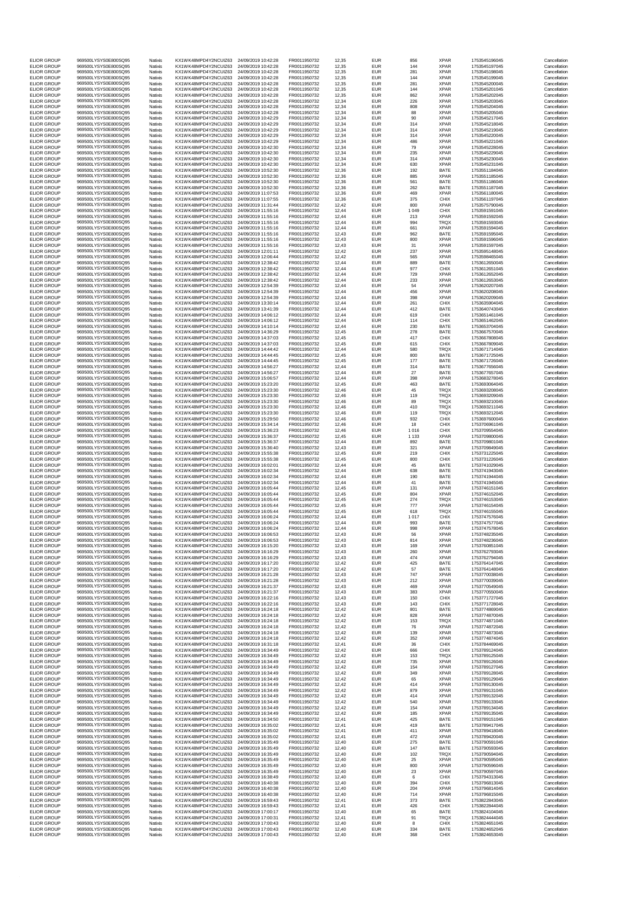| | | | | | | | | | | | |
|---|---|---|---|---|---|---|---|---|---|---|---|
| ELIOR GROUP | 969500LYSYS0E800SQ95 | Natixis | KX1WK48MPD4Y2NCUIZ63 | 24/09/2019 10:42:28 | FR0011950732 | 12,35 | EUR | 856 | XPAR | 1753545196045 | Cancellation |
| ELIOR GROUP | 969500LYSYS0E800SQ95 | Natixis | KX1WK48MPD4Y2NCUIZ63 | 24/09/2019 10:42:28 | FR0011950732 | 12,35 | EUR | 144 | XPAR | 1753545197045 | Cancellation |
| ELIOR GROUP | 969500LYSYS0E800SQ95 | Natixis | KX1WK48MPD4Y2NCUIZ63 | 24/09/2019 10:42:28 | FR0011950732 | 12,35 | EUR | 281 | XPAR | 1753545198045 | Cancellation |
| ELIOR GROUP | 969500LYSYS0E800SQ95 | Natixis | KX1WK48MPD4Y2NCUIZ63 | 24/09/2019 10:42:28 | FR0011950732 | 12,35 | EUR | 144 | XPAR | 1753545199045 | Cancellation |
| ELIOR GROUP | 969500LYSYS0E800SQ95 | Natixis | KX1WK48MPD4Y2NCUIZ63 | 24/09/2019 10:42:28 | FR0011950732 | 12,35 | EUR | 281 | XPAR | 1753545200045 | Cancellation |
| ELIOR GROUP | 969500LYSYS0E800SQ95 | Natixis | KX1WK48MPD4Y2NCUIZ63 | 24/09/2019 10:42:28 | FR0011950732 | 12,35 | EUR | 144 | XPAR | 1753545201045 | Cancellation |
| ELIOR GROUP | 969500LYSYS0E800SQ95 | Natixis | KX1WK48MPD4Y2NCUIZ63 | 24/09/2019 10:42:28 | FR0011950732 | 12,35 | EUR | 862 | XPAR | 1753545202045 | Cancellation |
| ELIOR GROUP | 969500LYSYS0E800SQ95 | Natixis | KX1WK48MPD4Y2NCUIZ63 | 24/09/2019 10:42:28 | FR0011950732 | 12,34 | EUR | 226 | XPAR | 1753545203045 | Cancellation |
| ELIOR GROUP | 969500LYSYS0E800SQ95 | Natixis | KX1WK48MPD4Y2NCUIZ63 | 24/09/2019 10:42:28 | FR0011950732 | 12,34 | EUR | 808 | XPAR | 1753545204045 | Cancellation |
| ELIOR GROUP | 969500LYSYS0E800SQ95 | Natixis | KX1WK48MPD4Y2NCUIZ63 | 24/09/2019 10:42:28 | FR0011950732 | 12,34 | EUR | 88 | XPAR | 1753545205045 | Cancellation |
| ELIOR GROUP | 969500LYSYS0E800SQ95 | Natixis | KX1WK48MPD4Y2NCUIZ63 | 24/09/2019 10:42:29 | FR0011950732 | 12,34 | EUR | 90 | XPAR | 1753545217045 | Cancellation |
| ELIOR GROUP | 969500LYSYS0E800SQ95 | Natixis | KX1WK48MPD4Y2NCUIZ63 | 24/09/2019 10:42:29 | FR0011950732 | 12,34 | EUR | 314 | XPAR | 1753545218045 | Cancellation |
| ELIOR GROUP | 969500LYSYS0E800SQ95 | Natixis | KX1WK48MPD4Y2NCUIZ63 | 24/09/2019 10:42:29 | FR0011950732 | 12,34 | EUR | 314 | XPAR | 1753545219045 | Cancellation |
| ELIOR GROUP | 969500LYSYS0E800SQ95 | Natixis | KX1WK48MPD4Y2NCUIZ63 | 24/09/2019 10:42:29 | FR0011950732 | 12,34 | EUR | 314 | XPAR | 1753545220045 | Cancellation |
| ELIOR GROUP | 969500LYSYS0E800SQ95 | Natixis | KX1WK48MPD4Y2NCUIZ63 | 24/09/2019 10:42:29 | FR0011950732 | 12,34 | EUR | 486 | XPAR | 1753545221045 | Cancellation |
| ELIOR GROUP | 969500LYSYS0E800SQ95 | Natixis | KX1WK48MPD4Y2NCUIZ63 | 24/09/2019 10:42:30 | FR0011950732 | 12,34 | EUR | 79 | XPAR | 1753545228045 | Cancellation |
| ELIOR GROUP | 969500LYSYS0E800SQ95 | Natixis | KX1WK48MPD4Y2NCUIZ63 | 24/09/2019 10:42:30 | FR0011950732 | 12,34 | EUR | 235 | XPAR | 1753545229045 | Cancellation |
| ELIOR GROUP | 969500LYSYS0E800SQ95 | Natixis | KX1WK48MPD4Y2NCUIZ63 | 24/09/2019 10:42:30 | FR0011950732 | 12,34 | EUR | 314 | XPAR | 1753545230045 | Cancellation |
| ELIOR GROUP | 969500LYSYS0E800SQ95 | Natixis | KX1WK48MPD4Y2NCUIZ63 | 24/09/2019 10:42:30 | FR0011950732 | 12,34 | EUR | 630 | XPAR | 1753545231045 | Cancellation |
| ELIOR GROUP | 969500LYSYS0E800SQ95 | Natixis | KX1WK48MPD4Y2NCUIZ63 | 24/09/2019 10:52:30 | FR0011950732 | 12,36 | EUR | 192 | BATE | 1753551184045 | Cancellation |
| ELIOR GROUP | 969500LYSYS0E800SQ95 | Natixis | KX1WK48MPD4Y2NCUIZ63 | 24/09/2019 10:52:30 | FR0011950732 | 12,36 | EUR | 885 | XPAR | 1753551185045 | Cancellation |
| ELIOR GROUP | 969500LYSYS0E800SQ95 | Natixis | KX1WK48MPD4Y2NCUIZ63 | 24/09/2019 10:52:30 | FR0011950732 | 12,36 | EUR | 561 | BATE | 1753551186045 | Cancellation |
| ELIOR GROUP | 969500LYSYS0E800SQ95 | Natixis | KX1WK48MPD4Y2NCUIZ63 | 24/09/2019 10:52:30 | FR0011950732 | 12,36 | EUR | 262 | BATE | 1753551187045 | Cancellation |
| ELIOR GROUP | 969500LYSYS0E800SQ95 | Natixis | KX1WK48MPD4Y2NCUIZ63 | 24/09/2019 11:07:53 | FR0011950732 | 12,36 | EUR | 469 | XPAR | 1753561180045 | Cancellation |
| ELIOR GROUP | 969500LYSYS0E800SQ95 | Natixis | KX1WK48MPD4Y2NCUIZ63 | 24/09/2019 11:07:55 | FR0011950732 | 12,36 | EUR | 375 | CHIX | 1753561197045 | Cancellation |
| ELIOR GROUP | 969500LYSYS0E800SQ95 | Natixis | KX1WK48MPD4Y2NCUIZ63 | 24/09/2019 11:31:44 | FR0011950732 | 12,42 | EUR | 800 | XPAR | 1753575790045 | Cancellation |
| ELIOR GROUP | 969500LYSYS0E800SQ95 | Natixis | KX1WK48MPD4Y2NCUIZ63 | 24/09/2019 11:55:16 | FR0011950732 | 12,44 | EUR | 1 049 | CHIX | 1753591591045 | Cancellation |
| ELIOR GROUP | 969500LYSYS0E800SQ95 | Natixis | KX1WK48MPD4Y2NCUIZ63 | 24/09/2019 11:55:16 | FR0011950732 | 12,44 | EUR | 213 | XPAR | 1753591592045 | Cancellation |
| ELIOR GROUP | 969500LYSYS0E800SQ95 | Natixis | KX1WK48MPD4Y2NCUIZ63 | 24/09/2019 11:55:16 | FR0011950732 | 12,44 | EUR | 994 | TRQX | 1753591593045 | Cancellation |
| ELIOR GROUP | 969500LYSYS0E800SQ95 | Natixis | KX1WK48MPD4Y2NCUIZ63 | 24/09/2019 11:55:16 | FR0011950732 | 12,44 | EUR | 661 | XPAR | 1753591594045 | Cancellation |
| ELIOR GROUP | 969500LYSYS0E800SQ95 | Natixis | KX1WK48MPD4Y2NCUIZ63 | 24/09/2019 11:55:16 | FR0011950732 | 12,43 | EUR | 962 | BATE | 1753591595045 | Cancellation |
| ELIOR GROUP | 969500LYSYS0E800SQ95 | Natixis | KX1WK48MPD4Y2NCUIZ63 | 24/09/2019 11:55:16 | FR0011950732 | 12,43 | EUR | 800 | XPAR | 1753591596045 | Cancellation |
| ELIOR GROUP | 969500LYSYS0E800SQ95 | Natixis | KX1WK48MPD4Y2NCUIZ63 | 24/09/2019 11:55:16 | FR0011950732 | 12,43 | EUR | 31 | XPAR | 1753591597045 | Cancellation |
| ELIOR GROUP | 969500LYSYS0E800SQ95 | Natixis | KX1WK48MPD4Y2NCUIZ63 | 24/09/2019 12:01:11 | FR0011950732 | 12,42 | EUR | 237 | XPAR | 1753595148045 | Cancellation |
| ELIOR GROUP | 969500LYSYS0E800SQ95 | Natixis | KX1WK48MPD4Y2NCUIZ63 | 24/09/2019 12:06:44 | FR0011950732 | 12,42 | EUR | 565 | XPAR | 1753598465045 | Cancellation |
| ELIOR GROUP | 969500LYSYS0E800SQ95 | Natixis | KX1WK48MPD4Y2NCUIZ63 | 24/09/2019 12:38:42 | FR0011950732 | 12,44 | EUR | 889 | BATE | 1753612650045 | Cancellation |
| ELIOR GROUP | 969500LYSYS0E800SQ95 | Natixis | KX1WK48MPD4Y2NCUIZ63 | 24/09/2019 12:38:42 | FR0011950732 | 12,44 | EUR | 977 | CHIX | 1753612651045 | Cancellation |
| ELIOR GROUP | 969500LYSYS0E800SQ95 | Natixis | KX1WK48MPD4Y2NCUIZ63 | 24/09/2019 12:38:42 | FR0011950732 | 12,44 | EUR | 729 | XPAR | 1753612652045 | Cancellation |
| ELIOR GROUP | 969500LYSYS0E800SQ95 | Natixis | KX1WK48MPD4Y2NCUIZ63 | 24/09/2019 12:38:42 | FR0011950732 | 12,44 | EUR | 233 | XPAR | 1753612653045 | Cancellation |
| ELIOR GROUP | 969500LYSYS0E800SQ95 | Natixis | KX1WK48MPD4Y2NCUIZ63 | 24/09/2019 12:54:39 | FR0011950732 | 12,44 | EUR | 54 | XPAR | 1753620207045 | Cancellation |
| ELIOR GROUP | 969500LYSYS0E800SQ95 | Natixis | KX1WK48MPD4Y2NCUIZ63 | 24/09/2019 12:54:39 | FR0011950732 | 12,44 | EUR | 456 | XPAR | 1753620208045 | Cancellation |
| ELIOR GROUP | 969500LYSYS0E800SQ95 | Natixis | KX1WK48MPD4Y2NCUIZ63 | 24/09/2019 12:54:39 | FR0011950732 | 12,44 | EUR | 398 | XPAR | 1753620209045 | Cancellation |
| ELIOR GROUP | 969500LYSYS0E800SQ95 | Natixis | KX1WK48MPD4Y2NCUIZ63 | 24/09/2019 13:30:14 | FR0011950732 | 12,44 | EUR | 261 | CHIX | 1753635904045 | Cancellation |
| ELIOR GROUP | 969500LYSYS0E800SQ95 | Natixis | KX1WK48MPD4Y2NCUIZ63 | 24/09/2019 13:41:39 | FR0011950732 | 12,44 | EUR | 412 | BATE | 1753640743045 | Cancellation |
| ELIOR GROUP | 969500LYSYS0E800SQ95 | Natixis | KX1WK48MPD4Y2NCUIZ63 | 24/09/2019 14:06:12 | FR0011950732 | 12,44 | EUR | 619 | CHIX | 1753651461045 | Cancellation |
| ELIOR GROUP | 969500LYSYS0E800SQ95 | Natixis | KX1WK48MPD4Y2NCUIZ63 | 24/09/2019 14:06:12 | FR0011950732 | 12,44 | EUR | 114 | CHIX | 1753651462045 | Cancellation |
| ELIOR GROUP | 969500LYSYS0E800SQ95 | Natixis | KX1WK48MPD4Y2NCUIZ63 | 24/09/2019 14:10:14 | FR0011950732 | 12,44 | EUR | 230 | BATE | 1753653704045 | Cancellation |
| ELIOR GROUP | 969500LYSYS0E800SQ95 | Natixis | KX1WK48MPD4Y2NCUIZ63 | 24/09/2019 14:36:29 | FR0011950732 | 12,45 | EUR | 278 | BATE | 1753667570045 | Cancellation |
| ELIOR GROUP | 969500LYSYS0E800SQ95 | Natixis | KX1WK48MPD4Y2NCUIZ63 | 24/09/2019 14:37:03 | FR0011950732 | 12,45 | EUR | 417 | CHIX | 1753667808045 | Cancellation |
| ELIOR GROUP | 969500LYSYS0E800SQ95 | Natixis | KX1WK48MPD4Y2NCUIZ63 | 24/09/2019 14:37:03 | FR0011950732 | 12,45 | EUR | 615 | CHIX | 1753667809045 | Cancellation |
| ELIOR GROUP | 969500LYSYS0E800SQ95 | Natixis | KX1WK48MPD4Y2NCUIZ63 | 24/09/2019 14:44:42 | FR0011950732 | 12,44 | EUR | 580 | TRQX | 1753671714045 | Cancellation |
| ELIOR GROUP | 969500LYSYS0E800SQ95 | Natixis | KX1WK48MPD4Y2NCUIZ63 | 24/09/2019 14:44:45 | FR0011950732 | 12,45 | EUR | 800 | BATE | 1753671725045 | Cancellation |
| ELIOR GROUP | 969500LYSYS0E800SQ95 | Natixis | KX1WK48MPD4Y2NCUIZ63 | 24/09/2019 14:44:45 | FR0011950732 | 12,45 | EUR | 177 | BATE | 1753671726045 | Cancellation |
| ELIOR GROUP | 969500LYSYS0E800SQ95 | Natixis | KX1WK48MPD4Y2NCUIZ63 | 24/09/2019 14:56:27 | FR0011950732 | 12,44 | EUR | 314 | BATE | 1753677656045 | Cancellation |
| ELIOR GROUP | 969500LYSYS0E800SQ95 | Natixis | KX1WK48MPD4Y2NCUIZ63 | 24/09/2019 14:56:27 | FR0011950732 | 12,44 | EUR | 27 | BATE | 1753677657045 | Cancellation |
| ELIOR GROUP | 969500LYSYS0E800SQ95 | Natixis | KX1WK48MPD4Y2NCUIZ63 | 24/09/2019 15:06:57 | FR0011950732 | 12,44 | EUR | 398 | XPAR | 1753683278045 | Cancellation |
| ELIOR GROUP | 969500LYSYS0E800SQ95 | Natixis | KX1WK48MPD4Y2NCUIZ63 | 24/09/2019 15:23:20 | FR0011950732 | 12,45 | EUR | 463 | BATE | 1753693064045 | Cancellation |
| ELIOR GROUP | 969500LYSYS0E800SQ95 | Natixis | KX1WK48MPD4Y2NCUIZ63 | 24/09/2019 15:23:30 | FR0011950732 | 12,46 | EUR | 45 | TRQX | 1753693208045 | Cancellation |
| ELIOR GROUP | 969500LYSYS0E800SQ95 | Natixis | KX1WK48MPD4Y2NCUIZ63 | 24/09/2019 15:23:30 | FR0011950732 | 12,46 | EUR | 119 | TRQX | 1753693209045 | Cancellation |
| ELIOR GROUP | 969500LYSYS0E800SQ95 | Natixis | KX1WK48MPD4Y2NCUIZ63 | 24/09/2019 15:23:30 | FR0011950732 | 12,46 | EUR | 89 | TRQX | 1753693210045 | Cancellation |
| ELIOR GROUP | 969500LYSYS0E800SQ95 | Natixis | KX1WK48MPD4Y2NCUIZ63 | 24/09/2019 15:23:30 | FR0011950732 | 12,46 | EUR | 410 | TRQX | 1753693211045 | Cancellation |
| ELIOR GROUP | 969500LYSYS0E800SQ95 | Natixis | KX1WK48MPD4Y2NCUIZ63 | 24/09/2019 15:23:30 | FR0011950732 | 12,46 | EUR | 119 | TRQX | 1753693212045 | Cancellation |
| ELIOR GROUP | 969500LYSYS0E800SQ95 | Natixis | KX1WK48MPD4Y2NCUIZ63 | 24/09/2019 15:29:50 | FR0011950732 | 12,46 | EUR | 932 | CHIX | 1753697600045 | Cancellation |
| ELIOR GROUP | 969500LYSYS0E800SQ95 | Natixis | KX1WK48MPD4Y2NCUIZ63 | 24/09/2019 15:34:14 | FR0011950732 | 12,46 | EUR | 18 | CHIX | 1753706961045 | Cancellation |
| ELIOR GROUP | 969500LYSYS0E800SQ95 | Natixis | KX1WK48MPD4Y2NCUIZ63 | 24/09/2019 15:36:23 | FR0011950732 | 12,46 | EUR | 1 016 | CHIX | 1753709554045 | Cancellation |
| ELIOR GROUP | 969500LYSYS0E800SQ95 | Natixis | KX1WK48MPD4Y2NCUIZ63 | 24/09/2019 15:36:37 | FR0011950732 | 12,45 | EUR | 1 133 | XPAR | 1753709800045 | Cancellation |
| ELIOR GROUP | 969500LYSYS0E800SQ95 | Natixis | KX1WK48MPD4Y2NCUIZ63 | 24/09/2019 15:36:37 | FR0011950732 | 12,44 | EUR | 892 | BATE | 1753709801045 | Cancellation |
| ELIOR GROUP | 969500LYSYS0E800SQ95 | Natixis | KX1WK48MPD4Y2NCUIZ63 | 24/09/2019 15:36:40 | FR0011950732 | 12,43 | EUR | 321 | XPAR | 1753709849045 | Cancellation |
| ELIOR GROUP | 969500LYSYS0E800SQ95 | Natixis | KX1WK48MPD4Y2NCUIZ63 | 24/09/2019 15:55:38 | FR0011950732 | 12,45 | EUR | 219 | CHIX | 1753731225045 | Cancellation |
| ELIOR GROUP | 969500LYSYS0E800SQ95 | Natixis | KX1WK48MPD4Y2NCUIZ63 | 24/09/2019 15:55:38 | FR0011950732 | 12,45 | EUR | 800 | CHIX | 1753731226045 | Cancellation |
| ELIOR GROUP | 969500LYSYS0E800SQ95 | Natixis | KX1WK48MPD4Y2NCUIZ63 | 24/09/2019 16:02:01 | FR0011950732 | 12,44 | EUR | 45 | BATE | 1753741029045 | Cancellation |
| ELIOR GROUP | 969500LYSYS0E800SQ95 | Natixis | KX1WK48MPD4Y2NCUIZ63 | 24/09/2019 16:02:34 | FR0011950732 | 12,44 | EUR | 638 | BATE | 1753741943045 | Cancellation |
| ELIOR GROUP | 969500LYSYS0E800SQ95 | Natixis | KX1WK48MPD4Y2NCUIZ63 | 24/09/2019 16:02:34 | FR0011950732 | 12,44 | EUR | 190 | BATE | 1753741944045 | Cancellation |
| ELIOR GROUP | 969500LYSYS0E800SQ95 | Natixis | KX1WK48MPD4Y2NCUIZ63 | 24/09/2019 16:02:34 | FR0011950732 | 12,44 | EUR | 41 | BATE | 1753741945045 | Cancellation |
| ELIOR GROUP | 969500LYSYS0E800SQ95 | Natixis | KX1WK48MPD4Y2NCUIZ63 | 24/09/2019 16:05:44 | FR0011950732 | 12,45 | EUR | 131 | XPAR | 1753746151045 | Cancellation |
| ELIOR GROUP | 969500LYSYS0E800SQ95 | Natixis | KX1WK48MPD4Y2NCUIZ63 | 24/09/2019 16:05:44 | FR0011950732 | 12,45 | EUR | 804 | XPAR | 1753746152045 | Cancellation |
| ELIOR GROUP | 969500LYSYS0E800SQ95 | Natixis | KX1WK48MPD4Y2NCUIZ63 | 24/09/2019 16:05:44 | FR0011950732 | 12,45 | EUR | 274 | TRQX | 1753746153045 | Cancellation |
| ELIOR GROUP | 969500LYSYS0E800SQ95 | Natixis | KX1WK48MPD4Y2NCUIZ63 | 24/09/2019 16:05:44 | FR0011950732 | 12,45 | EUR | 777 | XPAR | 1753746154045 | Cancellation |
| ELIOR GROUP | 969500LYSYS0E800SQ95 | Natixis | KX1WK48MPD4Y2NCUIZ63 | 24/09/2019 16:05:44 | FR0011950732 | 12,45 | EUR | 618 | TRQX | 1753746155045 | Cancellation |
| ELIOR GROUP | 969500LYSYS0E800SQ95 | Natixis | KX1WK48MPD4Y2NCUIZ63 | 24/09/2019 16:06:24 | FR0011950732 | 12,44 | EUR | 1 017 | CHIX | 1753747576045 | Cancellation |
| ELIOR GROUP | 969500LYSYS0E800SQ95 | Natixis | KX1WK48MPD4Y2NCUIZ63 | 24/09/2019 16:06:24 | FR0011950732 | 12,44 | EUR | 993 | BATE | 1753747577045 | Cancellation |
| ELIOR GROUP | 969500LYSYS0E800SQ95 | Natixis | KX1WK48MPD4Y2NCUIZ63 | 24/09/2019 16:06:24 | FR0011950732 | 12,44 | EUR | 998 | XPAR | 1753747578045 | Cancellation |
| ELIOR GROUP | 969500LYSYS0E800SQ95 | Natixis | KX1WK48MPD4Y2NCUIZ63 | 24/09/2019 16:06:53 | FR0011950732 | 12,43 | EUR | 56 | XPAR | 1753748235045 | Cancellation |
| ELIOR GROUP | 969500LYSYS0E800SQ95 | Natixis | KX1WK48MPD4Y2NCUIZ63 | 24/09/2019 16:06:53 | FR0011950732 | 12,43 | EUR | 814 | XPAR | 1753748236045 | Cancellation |
| ELIOR GROUP | 969500LYSYS0E800SQ95 | Natixis | KX1WK48MPD4Y2NCUIZ63 | 24/09/2019 16:15:20 | FR0011950732 | 12,43 | EUR | 169 | XPAR | 1753760851045 | Cancellation |
| ELIOR GROUP | 969500LYSYS0E800SQ95 | Natixis | KX1WK48MPD4Y2NCUIZ63 | 24/09/2019 16:16:29 | FR0011950732 | 12,43 | EUR | 260 | XPAR | 1753762793045 | Cancellation |
| ELIOR GROUP | 969500LYSYS0E800SQ95 | Natixis | KX1WK48MPD4Y2NCUIZ63 | 24/09/2019 16:16:29 | FR0011950732 | 12,43 | EUR | 474 | XPAR | 1753762794045 | Cancellation |
| ELIOR GROUP | 969500LYSYS0E800SQ95 | Natixis | KX1WK48MPD4Y2NCUIZ63 | 24/09/2019 16:17:20 | FR0011950732 | 12,42 | EUR | 425 | BATE | 1753764147045 | Cancellation |
| ELIOR GROUP | 969500LYSYS0E800SQ95 | Natixis | KX1WK48MPD4Y2NCUIZ63 | 24/09/2019 16:17:20 | FR0011950732 | 12,42 | EUR | 57 | BATE | 1753764148045 | Cancellation |
| ELIOR GROUP | 969500LYSYS0E800SQ95 | Natixis | KX1WK48MPD4Y2NCUIZ63 | 24/09/2019 16:21:28 | FR0011950732 | 12,43 | EUR | 747 | XPAR | 1753770038045 | Cancellation |
| ELIOR GROUP | 969500LYSYS0E800SQ95 | Natixis | KX1WK48MPD4Y2NCUIZ63 | 24/09/2019 16:21:28 | FR0011950732 | 12,43 | EUR | 212 | XPAR | 1753770039045 | Cancellation |
| ELIOR GROUP | 969500LYSYS0E800SQ95 | Natixis | KX1WK48MPD4Y2NCUIZ63 | 24/09/2019 16:21:37 | FR0011950732 | 12,43 | EUR | 469 | XPAR | 1753770549045 | Cancellation |
| ELIOR GROUP | 969500LYSYS0E800SQ95 | Natixis | KX1WK48MPD4Y2NCUIZ63 | 24/09/2019 16:21:37 | FR0011950732 | 12,43 | EUR | 383 | XPAR | 1753770550045 | Cancellation |
| ELIOR GROUP | 969500LYSYS0E800SQ95 | Natixis | KX1WK48MPD4Y2NCUIZ63 | 24/09/2019 16:22:16 | FR0011950732 | 12,43 | EUR | 150 | CHIX | 1753771727045 | Cancellation |
| ELIOR GROUP | 969500LYSYS0E800SQ95 | Natixis | KX1WK48MPD4Y2NCUIZ63 | 24/09/2019 16:22:16 | FR0011950732 | 12,43 | EUR | 143 | CHIX | 1753771728045 | Cancellation |
| ELIOR GROUP | 969500LYSYS0E800SQ95 | Natixis | KX1WK48MPD4Y2NCUIZ63 | 24/09/2019 16:24:18 | FR0011950732 | 12,42 | EUR | 801 | BATE | 1753774869045 | Cancellation |
| ELIOR GROUP | 969500LYSYS0E800SQ95 | Natixis | KX1WK48MPD4Y2NCUIZ63 | 24/09/2019 16:24:18 | FR0011950732 | 12,42 | EUR | 828 | XPAR | 1753774870045 | Cancellation |
| ELIOR GROUP | 969500LYSYS0E800SQ95 | Natixis | KX1WK48MPD4Y2NCUIZ63 | 24/09/2019 16:24:18 | FR0011950732 | 12,42 | EUR | 153 | TRQX | 1753774871045 | Cancellation |
| ELIOR GROUP | 969500LYSYS0E800SQ95 | Natixis | KX1WK48MPD4Y2NCUIZ63 | 24/09/2019 16:24:18 | FR0011950732 | 12,42 | EUR | 76 | XPAR | 1753774872045 | Cancellation |
| ELIOR GROUP | 969500LYSYS0E800SQ95 | Natixis | KX1WK48MPD4Y2NCUIZ63 | 24/09/2019 16:24:18 | FR0011950732 | 12,42 | EUR | 139 | XPAR | 1753774873045 | Cancellation |
| ELIOR GROUP | 969500LYSYS0E800SQ95 | Natixis | KX1WK48MPD4Y2NCUIZ63 | 24/09/2019 16:24:18 | FR0011950732 | 12,42 | EUR | 352 | XPAR | 1753774874045 | Cancellation |
| ELIOR GROUP | 969500LYSYS0E800SQ95 | Natixis | KX1WK48MPD4Y2NCUIZ63 | 24/09/2019 16:31:18 | FR0011950732 | 12,41 | EUR | 36 | CHIX | 1753784469045 | Cancellation |
| ELIOR GROUP | 969500LYSYS0E800SQ95 | Natixis | KX1WK48MPD4Y2NCUIZ63 | 24/09/2019 16:34:49 | FR0011950732 | 12,42 | EUR | 666 | CHIX | 1753789124045 | Cancellation |
| ELIOR GROUP | 969500LYSYS0E800SQ95 | Natixis | KX1WK48MPD4Y2NCUIZ63 | 24/09/2019 16:34:49 | FR0011950732 | 12,42 | EUR | 153 | TRQX | 1753789125045 | Cancellation |
| ELIOR GROUP | 969500LYSYS0E800SQ95 | Natixis | KX1WK48MPD4Y2NCUIZ63 | 24/09/2019 16:34:49 | FR0011950732 | 12,42 | EUR | 735 | XPAR | 1753789126045 | Cancellation |
| ELIOR GROUP | 969500LYSYS0E800SQ95 | Natixis | KX1WK48MPD4Y2NCUIZ63 | 24/09/2019 16:34:49 | FR0011950732 | 12,42 | EUR | 154 | XPAR | 1753789127045 | Cancellation |
| ELIOR GROUP | 969500LYSYS0E800SQ95 | Natixis | KX1WK48MPD4Y2NCUIZ63 | 24/09/2019 16:34:49 | FR0011950732 | 12,42 | EUR | 349 | XPAR | 1753789128045 | Cancellation |
| ELIOR GROUP | 969500LYSYS0E800SQ95 | Natixis | KX1WK48MPD4Y2NCUIZ63 | 24/09/2019 16:34:49 | FR0011950732 | 12,42 | EUR | 65 | XPAR | 1753789129045 | Cancellation |
| ELIOR GROUP | 969500LYSYS0E800SQ95 | Natixis | KX1WK48MPD4Y2NCUIZ63 | 24/09/2019 16:34:49 | FR0011950732 | 12,42 | EUR | 414 | XPAR | 1753789130045 | Cancellation |
| ELIOR GROUP | 969500LYSYS0E800SQ95 | Natixis | KX1WK48MPD4Y2NCUIZ63 | 24/09/2019 16:34:49 | FR0011950732 | 12,42 | EUR | 879 | XPAR | 1753789131045 | Cancellation |
| ELIOR GROUP | 969500LYSYS0E800SQ95 | Natixis | KX1WK48MPD4Y2NCUIZ63 | 24/09/2019 16:34:49 | FR0011950732 | 12,42 | EUR | 414 | XPAR | 1753789132045 | Cancellation |
| ELIOR GROUP | 969500LYSYS0E800SQ95 | Natixis | KX1WK48MPD4Y2NCUIZ63 | 24/09/2019 16:34:49 | FR0011950732 | 12,42 | EUR | 540 | XPAR | 1753789133045 | Cancellation |
| ELIOR GROUP | 969500LYSYS0E800SQ95 | Natixis | KX1WK48MPD4Y2NCUIZ63 | 24/09/2019 16:34:49 | FR0011950732 | 12,42 | EUR | 154 | XPAR | 1753789134045 | Cancellation |
| ELIOR GROUP | 969500LYSYS0E800SQ95 | Natixis | KX1WK48MPD4Y2NCUIZ63 | 24/09/2019 16:34:49 | FR0011950732 | 12,42 | EUR | 185 | XPAR | 1753789135045 | Cancellation |
| ELIOR GROUP | 969500LYSYS0E800SQ95 | Natixis | KX1WK48MPD4Y2NCUIZ63 | 24/09/2019 16:34:50 | FR0011950732 | 12,41 | EUR | 425 | BATE | 1753789151045 | Cancellation |
| ELIOR GROUP | 969500LYSYS0E800SQ95 | Natixis | KX1WK48MPD4Y2NCUIZ63 | 24/09/2019 16:35:02 | FR0011950732 | 12,41 | EUR | 419 | BATE | 1753789417045 | Cancellation |
| ELIOR GROUP | 969500LYSYS0E800SQ95 | Natixis | KX1WK48MPD4Y2NCUIZ63 | 24/09/2019 16:35:02 | FR0011950732 | 12,41 | EUR | 411 | XPAR | 1753789418045 | Cancellation |
| ELIOR GROUP | 969500LYSYS0E800SQ95 | Natixis | KX1WK48MPD4Y2NCUIZ63 | 24/09/2019 16:35:02 | FR0011950732 | 12,41 | EUR | 472 | XPAR | 1753789420045 | Cancellation |
| ELIOR GROUP | 969500LYSYS0E800SQ95 | Natixis | KX1WK48MPD4Y2NCUIZ63 | 24/09/2019 16:35:49 | FR0011950732 | 12,40 | EUR | 275 | BATE | 1753790591045 | Cancellation |
| ELIOR GROUP | 969500LYSYS0E800SQ95 | Natixis | KX1WK48MPD4Y2NCUIZ63 | 24/09/2019 16:35:49 | FR0011950732 | 12,40 | EUR | 147 | BATE | 1753790593045 | Cancellation |
| ELIOR GROUP | 969500LYSYS0E800SQ95 | Natixis | KX1WK48MPD4Y2NCUIZ63 | 24/09/2019 16:35:49 | FR0011950732 | 12,40 | EUR | 102 | TRQX | 1753790594045 | Cancellation |
| ELIOR GROUP | 969500LYSYS0E800SQ95 | Natixis | KX1WK48MPD4Y2NCUIZ63 | 24/09/2019 16:35:49 | FR0011950732 | 12,40 | EUR | 25 | XPAR | 1753790595045 | Cancellation |
| ELIOR GROUP | 969500LYSYS0E800SQ95 | Natixis | KX1WK48MPD4Y2NCUIZ63 | 24/09/2019 16:35:49 | FR0011950732 | 12,40 | EUR | 800 | XPAR | 1753790596045 | Cancellation |
| ELIOR GROUP | 969500LYSYS0E800SQ95 | Natixis | KX1WK48MPD4Y2NCUIZ63 | 24/09/2019 16:35:49 | FR0011950732 | 12,40 | EUR | 23 | XPAR | 1753790597045 | Cancellation |
| ELIOR GROUP | 969500LYSYS0E800SQ95 | Natixis | KX1WK48MPD4Y2NCUIZ63 | 24/09/2019 16:38:49 | FR0011950732 | 12,40 | EUR | 6 | CHIX | 1753794313045 | Cancellation |
| ELIOR GROUP | 969500LYSYS0E800SQ95 | Natixis | KX1WK48MPD4Y2NCUIZ63 | 24/09/2019 16:40:38 | FR0011950732 | 12,40 | EUR | 394 | CHIX | 1753796813045 | Cancellation |
| ELIOR GROUP | 969500LYSYS0E800SQ95 | Natixis | KX1WK48MPD4Y2NCUIZ63 | 24/09/2019 16:40:38 | FR0011950732 | 12,40 | EUR | 204 | XPAR | 1753796814045 | Cancellation |
| ELIOR GROUP | 969500LYSYS0E800SQ95 | Natixis | KX1WK48MPD4Y2NCUIZ63 | 24/09/2019 16:40:38 | FR0011950732 | 12,40 | EUR | 714 | XPAR | 1753796815045 | Cancellation |
| ELIOR GROUP | 969500LYSYS0E800SQ95 | Natixis | KX1WK48MPD4Y2NCUIZ63 | 24/09/2019 16:59:43 | FR0011950732 | 12,41 | EUR | 373 | BATE | 1753822843045 | Cancellation |
| ELIOR GROUP | 969500LYSYS0E800SQ95 | Natixis | KX1WK48MPD4Y2NCUIZ63 | 24/09/2019 16:59:43 | FR0011950732 | 12,41 | EUR | 426 | CHIX | 1753822844045 | Cancellation |
| ELIOR GROUP | 969500LYSYS0E800SQ95 | Natixis | KX1WK48MPD4Y2NCUIZ63 | 24/09/2019 17:00:17 | FR0011950732 | 12,40 | EUR | 65 | BATE | 1753824104045 | Cancellation |
| ELIOR GROUP | 969500LYSYS0E800SQ95 | Natixis | KX1WK48MPD4Y2NCUIZ63 | 24/09/2019 17:00:31 | FR0011950732 | 12,41 | EUR | 91 | TRQX | 1753824444045 | Cancellation |
| ELIOR GROUP | 969500LYSYS0E800SQ95 | Natixis | KX1WK48MPD4Y2NCUIZ63 | 24/09/2019 17:00:43 | FR0011950732 | 12,40 | EUR | 8 | CHIX | 1753824651045 | Cancellation |
| ELIOR GROUP | 969500LYSYS0E800SQ95 | Natixis | KX1WK48MPD4Y2NCUIZ63 | 24/09/2019 17:00:43 | FR0011950732 | 12,40 | EUR | 334 | BATE | 1753824652045 | Cancellation |
| ELIOR GROUP | 969500LYSYS0E800SQ95 | Natixis | KX1WK48MPD4Y2NCUIZ63 | 24/09/2019 17:00:43 | FR0011950732 | 12,40 | EUR | 368 | CHIX | 1753824653045 | Cancellation |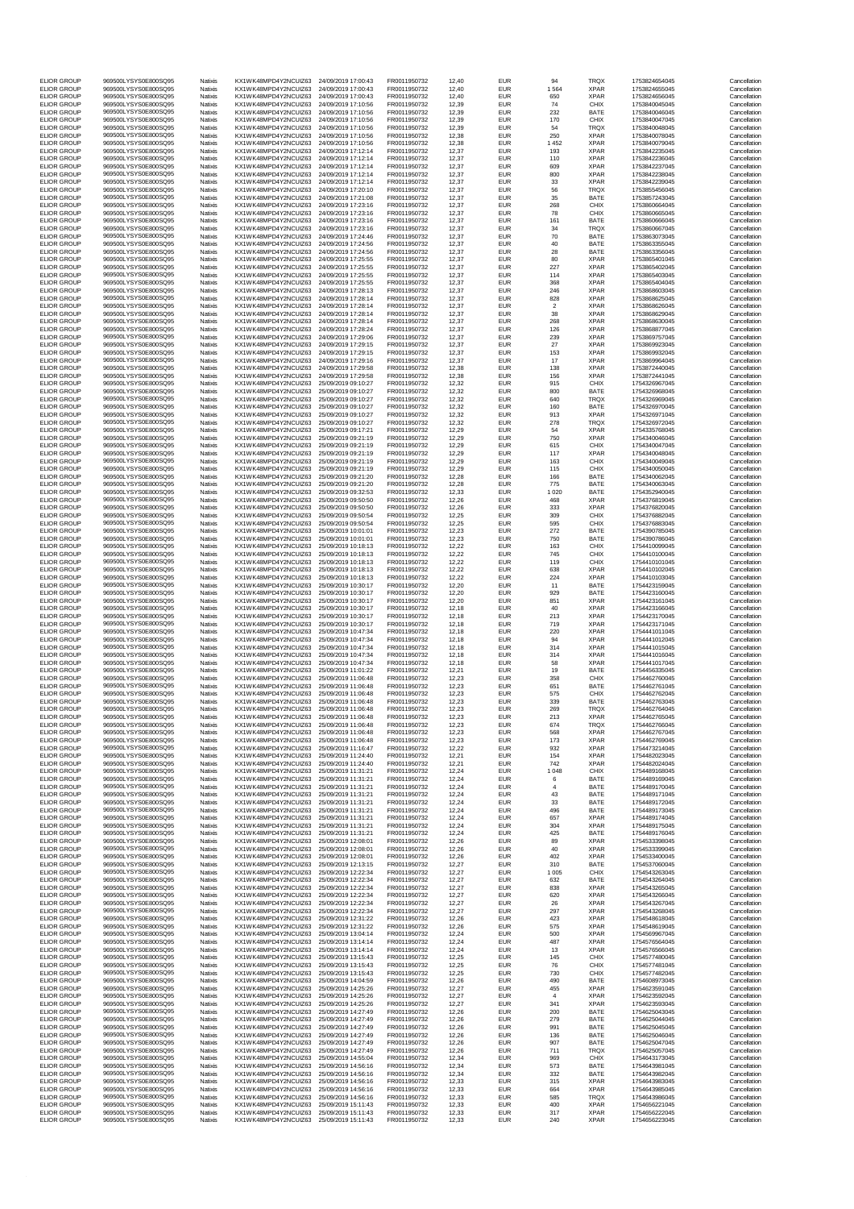| | | | | | | | | | | | |
|---|---|---|---|---|---|---|---|---|---|---|---|
| ELIOR GROUP | 969500LYSYS0E800SQ95 | Natixis | KX1WK48MPD4Y2NCUIZ63 | 24/09/2019 17:00:43 | FR0011950732 | 12,40 | EUR | 94 | TRQX | 1753824654045 | Cancellation |
| ELIOR GROUP | 969500LYSYS0E800SQ95 | Natixis | KX1WK48MPD4Y2NCUIZ63 | 24/09/2019 17:00:43 | FR0011950732 | 12,40 | EUR | 1 564 | XPAR | 1753824655045 | Cancellation |
| ELIOR GROUP | 969500LYSYS0E800SQ95 | Natixis | KX1WK48MPD4Y2NCUIZ63 | 24/09/2019 17:00:43 | FR0011950732 | 12,40 | EUR | 650 | XPAR | 1753824656045 | Cancellation |
| ELIOR GROUP | 969500LYSYS0E800SQ95 | Natixis | KX1WK48MPD4Y2NCUIZ63 | 24/09/2019 17:10:56 | FR0011950732 | 12,39 | EUR | 74 | CHIX | 1753840045045 | Cancellation |
| ELIOR GROUP | 969500LYSYS0E800SQ95 | Natixis | KX1WK48MPD4Y2NCUIZ63 | 24/09/2019 17:10:56 | FR0011950732 | 12,39 | EUR | 232 | BATE | 1753840046045 | Cancellation |
| ELIOR GROUP | 969500LYSYS0E800SQ95 | Natixis | KX1WK48MPD4Y2NCUIZ63 | 24/09/2019 17:10:56 | FR0011950732 | 12,39 | EUR | 170 | CHIX | 1753840047045 | Cancellation |
| ELIOR GROUP | 969500LYSYS0E800SQ95 | Natixis | KX1WK48MPD4Y2NCUIZ63 | 24/09/2019 17:10:56 | FR0011950732 | 12,39 | EUR | 54 | TRQX | 1753840048045 | Cancellation |
| ELIOR GROUP | 969500LYSYS0E800SQ95 | Natixis | KX1WK48MPD4Y2NCUIZ63 | 24/09/2019 17:10:56 | FR0011950732 | 12,38 | EUR | 250 | XPAR | 1753840078045 | Cancellation |
| ELIOR GROUP | 969500LYSYS0E800SQ95 | Natixis | KX1WK48MPD4Y2NCUIZ63 | 24/09/2019 17:10:56 | FR0011950732 | 12,38 | EUR | 1 452 | XPAR | 1753840079045 | Cancellation |
| ELIOR GROUP | 969500LYSYS0E800SQ95 | Natixis | KX1WK48MPD4Y2NCUIZ63 | 24/09/2019 17:12:14 | FR0011950732 | 12,37 | EUR | 193 | XPAR | 1753842235045 | Cancellation |
| ELIOR GROUP | 969500LYSYS0E800SQ95 | Natixis | KX1WK48MPD4Y2NCUIZ63 | 24/09/2019 17:12:14 | FR0011950732 | 12,37 | EUR | 110 | XPAR | 1753842236045 | Cancellation |
| ELIOR GROUP | 969500LYSYS0E800SQ95 | Natixis | KX1WK48MPD4Y2NCUIZ63 | 24/09/2019 17:12:14 | FR0011950732 | 12,37 | EUR | 609 | XPAR | 1753842237045 | Cancellation |
| ELIOR GROUP | 969500LYSYS0E800SQ95 | Natixis | KX1WK48MPD4Y2NCUIZ63 | 24/09/2019 17:12:14 | FR0011950732 | 12,37 | EUR | 800 | XPAR | 1753842238045 | Cancellation |
| ELIOR GROUP | 969500LYSYS0E800SQ95 | Natixis | KX1WK48MPD4Y2NCUIZ63 | 24/09/2019 17:12:14 | FR0011950732 | 12,37 | EUR | 33 | XPAR | 1753842239045 | Cancellation |
| ELIOR GROUP | 969500LYSYS0E800SQ95 | Natixis | KX1WK48MPD4Y2NCUIZ63 | 24/09/2019 17:20:10 | FR0011950732 | 12,37 | EUR | 56 | TRQX | 1753855456045 | Cancellation |
| ELIOR GROUP | 969500LYSYS0E800SQ95 | Natixis | KX1WK48MPD4Y2NCUIZ63 | 24/09/2019 17:21:08 | FR0011950732 | 12,37 | EUR | 35 | BATE | 1753857243045 | Cancellation |
| ELIOR GROUP | 969500LYSYS0E800SQ95 | Natixis | KX1WK48MPD4Y2NCUIZ63 | 24/09/2019 17:23:16 | FR0011950732 | 12,37 | EUR | 268 | CHIX | 1753860664045 | Cancellation |
| ELIOR GROUP | 969500LYSYS0E800SQ95 | Natixis | KX1WK48MPD4Y2NCUIZ63 | 24/09/2019 17:23:16 | FR0011950732 | 12,37 | EUR | 78 | CHIX | 1753860665045 | Cancellation |
| ELIOR GROUP | 969500LYSYS0E800SQ95 | Natixis | KX1WK48MPD4Y2NCUIZ63 | 24/09/2019 17:23:16 | FR0011950732 | 12,37 | EUR | 161 | BATE | 1753860666045 | Cancellation |
| ELIOR GROUP | 969500LYSYS0E800SQ95 | Natixis | KX1WK48MPD4Y2NCUIZ63 | 24/09/2019 17:23:16 | FR0011950732 | 12,37 | EUR | 34 | TRQX | 1753860667045 | Cancellation |
| ELIOR GROUP | 969500LYSYS0E800SQ95 | Natixis | KX1WK48MPD4Y2NCUIZ63 | 24/09/2019 17:24:46 | FR0011950732 | 12,37 | EUR | 70 | BATE | 1753863073045 | Cancellation |
| ELIOR GROUP | 969500LYSYS0E800SQ95 | Natixis | KX1WK48MPD4Y2NCUIZ63 | 24/09/2019 17:24:56 | FR0011950732 | 12,37 | EUR | 40 | BATE | 1753863355045 | Cancellation |
| ELIOR GROUP | 969500LYSYS0E800SQ95 | Natixis | KX1WK48MPD4Y2NCUIZ63 | 24/09/2019 17:24:56 | FR0011950732 | 12,37 | EUR | 28 | BATE | 1753863356045 | Cancellation |
| ELIOR GROUP | 969500LYSYS0E800SQ95 | Natixis | KX1WK48MPD4Y2NCUIZ63 | 24/09/2019 17:25:55 | FR0011950732 | 12,37 | EUR | 80 | XPAR | 1753865401045 | Cancellation |
| ELIOR GROUP | 969500LYSYS0E800SQ95 | Natixis | KX1WK48MPD4Y2NCUIZ63 | 24/09/2019 17:25:55 | FR0011950732 | 12,37 | EUR | 227 | XPAR | 1753865402045 | Cancellation |
| ELIOR GROUP | 969500LYSYS0E800SQ95 | Natixis | KX1WK48MPD4Y2NCUIZ63 | 24/09/2019 17:25:55 | FR0011950732 | 12,37 | EUR | 114 | XPAR | 1753865403045 | Cancellation |
| ELIOR GROUP | 969500LYSYS0E800SQ95 | Natixis | KX1WK48MPD4Y2NCUIZ63 | 24/09/2019 17:25:55 | FR0011950732 | 12,37 | EUR | 368 | XPAR | 1753865404045 | Cancellation |
| ELIOR GROUP | 969500LYSYS0E800SQ95 | Natixis | KX1WK48MPD4Y2NCUIZ63 | 24/09/2019 17:28:13 | FR0011950732 | 12,37 | EUR | 246 | XPAR | 1753868603045 | Cancellation |
| ELIOR GROUP | 969500LYSYS0E800SQ95 | Natixis | KX1WK48MPD4Y2NCUIZ63 | 24/09/2019 17:28:14 | FR0011950732 | 12,37 | EUR | 828 | XPAR | 1753868625045 | Cancellation |
| ELIOR GROUP | 969500LYSYS0E800SQ95 | Natixis | KX1WK48MPD4Y2NCUIZ63 | 24/09/2019 17:28:14 | FR0011950732 | 12,37 | EUR | 2 | XPAR | 1753868626045 | Cancellation |
| ELIOR GROUP | 969500LYSYS0E800SQ95 | Natixis | KX1WK48MPD4Y2NCUIZ63 | 24/09/2019 17:28:14 | FR0011950732 | 12,37 | EUR | 38 | XPAR | 1753868629045 | Cancellation |
| ELIOR GROUP | 969500LYSYS0E800SQ95 | Natixis | KX1WK48MPD4Y2NCUIZ63 | 24/09/2019 17:28:14 | FR0011950732 | 12,37 | EUR | 268 | XPAR | 1753868630045 | Cancellation |
| ELIOR GROUP | 969500LYSYS0E800SQ95 | Natixis | KX1WK48MPD4Y2NCUIZ63 | 24/09/2019 17:28:24 | FR0011950732 | 12,37 | EUR | 126 | XPAR | 1753868877045 | Cancellation |
| ELIOR GROUP | 969500LYSYS0E800SQ95 | Natixis | KX1WK48MPD4Y2NCUIZ63 | 24/09/2019 17:29:06 | FR0011950732 | 12,37 | EUR | 239 | XPAR | 1753869757045 | Cancellation |
| ELIOR GROUP | 969500LYSYS0E800SQ95 | Natixis | KX1WK48MPD4Y2NCUIZ63 | 24/09/2019 17:29:15 | FR0011950732 | 12,37 | EUR | 27 | XPAR | 1753869923045 | Cancellation |
| ELIOR GROUP | 969500LYSYS0E800SQ95 | Natixis | KX1WK48MPD4Y2NCUIZ63 | 24/09/2019 17:29:15 | FR0011950732 | 12,37 | EUR | 153 | XPAR | 1753869932045 | Cancellation |
| ELIOR GROUP | 969500LYSYS0E800SQ95 | Natixis | KX1WK48MPD4Y2NCUIZ63 | 24/09/2019 17:29:16 | FR0011950732 | 12,37 | EUR | 17 | XPAR | 1753869964045 | Cancellation |
| ELIOR GROUP | 969500LYSYS0E800SQ95 | Natixis | KX1WK48MPD4Y2NCUIZ63 | 24/09/2019 17:29:58 | FR0011950732 | 12,38 | EUR | 138 | XPAR | 1753872440045 | Cancellation |
| ELIOR GROUP | 969500LYSYS0E800SQ95 | Natixis | KX1WK48MPD4Y2NCUIZ63 | 24/09/2019 17:29:58 | FR0011950732 | 12,38 | EUR | 156 | XPAR | 1753872441045 | Cancellation |
| ELIOR GROUP | 969500LYSYS0E800SQ95 | Natixis | KX1WK48MPD4Y2NCUIZ63 | 25/09/2019 09:10:27 | FR0011950732 | 12,32 | EUR | 915 | CHIX | 1754326967045 | Cancellation |
| ELIOR GROUP | 969500LYSYS0E800SQ95 | Natixis | KX1WK48MPD4Y2NCUIZ63 | 25/09/2019 09:10:27 | FR0011950732 | 12,32 | EUR | 800 | BATE | 1754326968045 | Cancellation |
| ELIOR GROUP | 969500LYSYS0E800SQ95 | Natixis | KX1WK48MPD4Y2NCUIZ63 | 25/09/2019 09:10:27 | FR0011950732 | 12,32 | EUR | 640 | TRQX | 1754326969045 | Cancellation |
| ELIOR GROUP | 969500LYSYS0E800SQ95 | Natixis | KX1WK48MPD4Y2NCUIZ63 | 25/09/2019 09:10:27 | FR0011950732 | 12,32 | EUR | 160 | BATE | 1754326970045 | Cancellation |
| ELIOR GROUP | 969500LYSYS0E800SQ95 | Natixis | KX1WK48MPD4Y2NCUIZ63 | 25/09/2019 09:10:27 | FR0011950732 | 12,32 | EUR | 913 | XPAR | 1754326971045 | Cancellation |
| ELIOR GROUP | 969500LYSYS0E800SQ95 | Natixis | KX1WK48MPD4Y2NCUIZ63 | 25/09/2019 09:10:27 | FR0011950732 | 12,32 | EUR | 278 | TRQX | 1754326972045 | Cancellation |
| ELIOR GROUP | 969500LYSYS0E800SQ95 | Natixis | KX1WK48MPD4Y2NCUIZ63 | 25/09/2019 09:17:21 | FR0011950732 | 12,29 | EUR | 54 | XPAR | 1754335768045 | Cancellation |
| ELIOR GROUP | 969500LYSYS0E800SQ95 | Natixis | KX1WK48MPD4Y2NCUIZ63 | 25/09/2019 09:21:19 | FR0011950732 | 12,29 | EUR | 750 | XPAR | 1754340046045 | Cancellation |
| ELIOR GROUP | 969500LYSYS0E800SQ95 | Natixis | KX1WK48MPD4Y2NCUIZ63 | 25/09/2019 09:21:19 | FR0011950732 | 12,29 | EUR | 615 | CHIX | 1754340047045 | Cancellation |
| ELIOR GROUP | 969500LYSYS0E800SQ95 | Natixis | KX1WK48MPD4Y2NCUIZ63 | 25/09/2019 09:21:19 | FR0011950732 | 12,29 | EUR | 117 | XPAR | 1754340048045 | Cancellation |
| ELIOR GROUP | 969500LYSYS0E800SQ95 | Natixis | KX1WK48MPD4Y2NCUIZ63 | 25/09/2019 09:21:19 | FR0011950732 | 12,29 | EUR | 163 | CHIX | 1754340049045 | Cancellation |
| ELIOR GROUP | 969500LYSYS0E800SQ95 | Natixis | KX1WK48MPD4Y2NCUIZ63 | 25/09/2019 09:21:19 | FR0011950732 | 12,29 | EUR | 115 | CHIX | 1754340050045 | Cancellation |
| ELIOR GROUP | 969500LYSYS0E800SQ95 | Natixis | KX1WK48MPD4Y2NCUIZ63 | 25/09/2019 09:21:20 | FR0011950732 | 12,28 | EUR | 166 | BATE | 1754340062045 | Cancellation |
| ELIOR GROUP | 969500LYSYS0E800SQ95 | Natixis | KX1WK48MPD4Y2NCUIZ63 | 25/09/2019 09:21:20 | FR0011950732 | 12,28 | EUR | 775 | BATE | 1754340063045 | Cancellation |
| ELIOR GROUP | 969500LYSYS0E800SQ95 | Natixis | KX1WK48MPD4Y2NCUIZ63 | 25/09/2019 09:32:53 | FR0011950732 | 12,33 | EUR | 1 020 | BATE | 1754352940045 | Cancellation |
| ELIOR GROUP | 969500LYSYS0E800SQ95 | Natixis | KX1WK48MPD4Y2NCUIZ63 | 25/09/2019 09:50:50 | FR0011950732 | 12,26 | EUR | 468 | XPAR | 1754376819045 | Cancellation |
| ELIOR GROUP | 969500LYSYS0E800SQ95 | Natixis | KX1WK48MPD4Y2NCUIZ63 | 25/09/2019 09:50:50 | FR0011950732 | 12,26 | EUR | 333 | XPAR | 1754376820045 | Cancellation |
| ELIOR GROUP | 969500LYSYS0E800SQ95 | Natixis | KX1WK48MPD4Y2NCUIZ63 | 25/09/2019 09:50:54 | FR0011950732 | 12,25 | EUR | 309 | CHIX | 1754376882045 | Cancellation |
| ELIOR GROUP | 969500LYSYS0E800SQ95 | Natixis | KX1WK48MPD4Y2NCUIZ63 | 25/09/2019 09:50:54 | FR0011950732 | 12,25 | EUR | 595 | CHIX | 1754376883045 | Cancellation |
| ELIOR GROUP | 969500LYSYS0E800SQ95 | Natixis | KX1WK48MPD4Y2NCUIZ63 | 25/09/2019 10:01:01 | FR0011950732 | 12,23 | EUR | 272 | BATE | 1754390785045 | Cancellation |
| ELIOR GROUP | 969500LYSYS0E800SQ95 | Natixis | KX1WK48MPD4Y2NCUIZ63 | 25/09/2019 10:01:01 | FR0011950732 | 12,23 | EUR | 750 | BATE | 1754390786045 | Cancellation |
| ELIOR GROUP | 969500LYSYS0E800SQ95 | Natixis | KX1WK48MPD4Y2NCUIZ63 | 25/09/2019 10:18:13 | FR0011950732 | 12,22 | EUR | 163 | CHIX | 1754410099045 | Cancellation |
| ELIOR GROUP | 969500LYSYS0E800SQ95 | Natixis | KX1WK48MPD4Y2NCUIZ63 | 25/09/2019 10:18:13 | FR0011950732 | 12,22 | EUR | 745 | CHIX | 1754410100045 | Cancellation |
| ELIOR GROUP | 969500LYSYS0E800SQ95 | Natixis | KX1WK48MPD4Y2NCUIZ63 | 25/09/2019 10:18:13 | FR0011950732 | 12,22 | EUR | 119 | CHIX | 1754410101045 | Cancellation |
| ELIOR GROUP | 969500LYSYS0E800SQ95 | Natixis | KX1WK48MPD4Y2NCUIZ63 | 25/09/2019 10:18:13 | FR0011950732 | 12,22 | EUR | 638 | XPAR | 1754410102045 | Cancellation |
| ELIOR GROUP | 969500LYSYS0E800SQ95 | Natixis | KX1WK48MPD4Y2NCUIZ63 | 25/09/2019 10:18:13 | FR0011950732 | 12,22 | EUR | 224 | XPAR | 1754410103045 | Cancellation |
| ELIOR GROUP | 969500LYSYS0E800SQ95 | Natixis | KX1WK48MPD4Y2NCUIZ63 | 25/09/2019 10:30:17 | FR0011950732 | 12,20 | EUR | 11 | BATE | 1754423159045 | Cancellation |
| ELIOR GROUP | 969500LYSYS0E800SQ95 | Natixis | KX1WK48MPD4Y2NCUIZ63 | 25/09/2019 10:30:17 | FR0011950732 | 12,20 | EUR | 929 | BATE | 1754423160045 | Cancellation |
| ELIOR GROUP | 969500LYSYS0E800SQ95 | Natixis | KX1WK48MPD4Y2NCUIZ63 | 25/09/2019 10:30:17 | FR0011950732 | 12,20 | EUR | 851 | XPAR | 1754423161045 | Cancellation |
| ELIOR GROUP | 969500LYSYS0E800SQ95 | Natixis | KX1WK48MPD4Y2NCUIZ63 | 25/09/2019 10:30:17 | FR0011950732 | 12,18 | EUR | 40 | XPAR | 1754423166045 | Cancellation |
| ELIOR GROUP | 969500LYSYS0E800SQ95 | Natixis | KX1WK48MPD4Y2NCUIZ63 | 25/09/2019 10:30:17 | FR0011950732 | 12,18 | EUR | 213 | XPAR | 1754423170045 | Cancellation |
| ELIOR GROUP | 969500LYSYS0E800SQ95 | Natixis | KX1WK48MPD4Y2NCUIZ63 | 25/09/2019 10:30:17 | FR0011950732 | 12,18 | EUR | 719 | XPAR | 1754423171045 | Cancellation |
| ELIOR GROUP | 969500LYSYS0E800SQ95 | Natixis | KX1WK48MPD4Y2NCUIZ63 | 25/09/2019 10:47:34 | FR0011950732 | 12,18 | EUR | 220 | XPAR | 1754441011045 | Cancellation |
| ELIOR GROUP | 969500LYSYS0E800SQ95 | Natixis | KX1WK48MPD4Y2NCUIZ63 | 25/09/2019 10:47:34 | FR0011950732 | 12,18 | EUR | 94 | XPAR | 1754441012045 | Cancellation |
| ELIOR GROUP | 969500LYSYS0E800SQ95 | Natixis | KX1WK48MPD4Y2NCUIZ63 | 25/09/2019 10:47:34 | FR0011950732 | 12,18 | EUR | 314 | XPAR | 1754441015045 | Cancellation |
| ELIOR GROUP | 969500LYSYS0E800SQ95 | Natixis | KX1WK48MPD4Y2NCUIZ63 | 25/09/2019 10:47:34 | FR0011950732 | 12,18 | EUR | 314 | XPAR | 1754441016045 | Cancellation |
| ELIOR GROUP | 969500LYSYS0E800SQ95 | Natixis | KX1WK48MPD4Y2NCUIZ63 | 25/09/2019 10:47:34 | FR0011950732 | 12,18 | EUR | 58 | XPAR | 1754441017045 | Cancellation |
| ELIOR GROUP | 969500LYSYS0E800SQ95 | Natixis | KX1WK48MPD4Y2NCUIZ63 | 25/09/2019 11:01:22 | FR0011950732 | 12,21 | EUR | 19 | BATE | 1754456335045 | Cancellation |
| ELIOR GROUP | 969500LYSYS0E800SQ95 | Natixis | KX1WK48MPD4Y2NCUIZ63 | 25/09/2019 11:06:48 | FR0011950732 | 12,23 | EUR | 358 | CHIX | 1754462760045 | Cancellation |
| ELIOR GROUP | 969500LYSYS0E800SQ95 | Natixis | KX1WK48MPD4Y2NCUIZ63 | 25/09/2019 11:06:48 | FR0011950732 | 12,23 | EUR | 651 | BATE | 1754462761045 | Cancellation |
| ELIOR GROUP | 969500LYSYS0E800SQ95 | Natixis | KX1WK48MPD4Y2NCUIZ63 | 25/09/2019 11:06:48 | FR0011950732 | 12,23 | EUR | 575 | CHIX | 1754462762045 | Cancellation |
| ELIOR GROUP | 969500LYSYS0E800SQ95 | Natixis | KX1WK48MPD4Y2NCUIZ63 | 25/09/2019 11:06:48 | FR0011950732 | 12,23 | EUR | 339 | BATE | 1754462763045 | Cancellation |
| ELIOR GROUP | 969500LYSYS0E800SQ95 | Natixis | KX1WK48MPD4Y2NCUIZ63 | 25/09/2019 11:06:48 | FR0011950732 | 12,23 | EUR | 269 | TRQX | 1754462764045 | Cancellation |
| ELIOR GROUP | 969500LYSYS0E800SQ95 | Natixis | KX1WK48MPD4Y2NCUIZ63 | 25/09/2019 11:06:48 | FR0011950732 | 12,23 | EUR | 213 | XPAR | 1754462765045 | Cancellation |
| ELIOR GROUP | 969500LYSYS0E800SQ95 | Natixis | KX1WK48MPD4Y2NCUIZ63 | 25/09/2019 11:06:48 | FR0011950732 | 12,23 | EUR | 674 | TRQX | 1754462766045 | Cancellation |
| ELIOR GROUP | 969500LYSYS0E800SQ95 | Natixis | KX1WK48MPD4Y2NCUIZ63 | 25/09/2019 11:06:48 | FR0011950732 | 12,23 | EUR | 568 | XPAR | 1754462767045 | Cancellation |
| ELIOR GROUP | 969500LYSYS0E800SQ95 | Natixis | KX1WK48MPD4Y2NCUIZ63 | 25/09/2019 11:06:48 | FR0011950732 | 12,23 | EUR | 173 | XPAR | 1754462769045 | Cancellation |
| ELIOR GROUP | 969500LYSYS0E800SQ95 | Natixis | KX1WK48MPD4Y2NCUIZ63 | 25/09/2019 11:16:47 | FR0011950732 | 12,22 | EUR | 932 | XPAR | 1754473214045 | Cancellation |
| ELIOR GROUP | 969500LYSYS0E800SQ95 | Natixis | KX1WK48MPD4Y2NCUIZ63 | 25/09/2019 11:24:40 | FR0011950732 | 12,21 | EUR | 154 | XPAR | 1754482023045 | Cancellation |
| ELIOR GROUP | 969500LYSYS0E800SQ95 | Natixis | KX1WK48MPD4Y2NCUIZ63 | 25/09/2019 11:24:40 | FR0011950732 | 12,21 | EUR | 742 | XPAR | 1754482024045 | Cancellation |
| ELIOR GROUP | 969500LYSYS0E800SQ95 | Natixis | KX1WK48MPD4Y2NCUIZ63 | 25/09/2019 11:31:21 | FR0011950732 | 12,24 | EUR | 1 048 | CHIX | 1754489168045 | Cancellation |
| ELIOR GROUP | 969500LYSYS0E800SQ95 | Natixis | KX1WK48MPD4Y2NCUIZ63 | 25/09/2019 11:31:21 | FR0011950732 | 12,24 | EUR | 6 | BATE | 1754489169045 | Cancellation |
| ELIOR GROUP | 969500LYSYS0E800SQ95 | Natixis | KX1WK48MPD4Y2NCUIZ63 | 25/09/2019 11:31:21 | FR0011950732 | 12,24 | EUR | 4 | BATE | 1754489170045 | Cancellation |
| ELIOR GROUP | 969500LYSYS0E800SQ95 | Natixis | KX1WK48MPD4Y2NCUIZ63 | 25/09/2019 11:31:21 | FR0011950732 | 12,24 | EUR | 43 | BATE | 1754489171045 | Cancellation |
| ELIOR GROUP | 969500LYSYS0E800SQ95 | Natixis | KX1WK48MPD4Y2NCUIZ63 | 25/09/2019 11:31:21 | FR0011950732 | 12,24 | EUR | 33 | BATE | 1754489172045 | Cancellation |
| ELIOR GROUP | 969500LYSYS0E800SQ95 | Natixis | KX1WK48MPD4Y2NCUIZ63 | 25/09/2019 11:31:21 | FR0011950732 | 12,24 | EUR | 496 | BATE | 1754489173045 | Cancellation |
| ELIOR GROUP | 969500LYSYS0E800SQ95 | Natixis | KX1WK48MPD4Y2NCUIZ63 | 25/09/2019 11:31:21 | FR0011950732 | 12,24 | EUR | 657 | XPAR | 1754489174045 | Cancellation |
| ELIOR GROUP | 969500LYSYS0E800SQ95 | Natixis | KX1WK48MPD4Y2NCUIZ63 | 25/09/2019 11:31:21 | FR0011950732 | 12,24 | EUR | 304 | XPAR | 1754489175045 | Cancellation |
| ELIOR GROUP | 969500LYSYS0E800SQ95 | Natixis | KX1WK48MPD4Y2NCUIZ63 | 25/09/2019 11:31:21 | FR0011950732 | 12,24 | EUR | 425 | BATE | 1754489176045 | Cancellation |
| ELIOR GROUP | 969500LYSYS0E800SQ95 | Natixis | KX1WK48MPD4Y2NCUIZ63 | 25/09/2019 12:08:01 | FR0011950732 | 12,26 | EUR | 89 | XPAR | 1754533398045 | Cancellation |
| ELIOR GROUP | 969500LYSYS0E800SQ95 | Natixis | KX1WK48MPD4Y2NCUIZ63 | 25/09/2019 12:08:01 | FR0011950732 | 12,26 | EUR | 40 | XPAR | 1754533399045 | Cancellation |
| ELIOR GROUP | 969500LYSYS0E800SQ95 | Natixis | KX1WK48MPD4Y2NCUIZ63 | 25/09/2019 12:08:01 | FR0011950732 | 12,26 | EUR | 402 | XPAR | 1754533400045 | Cancellation |
| ELIOR GROUP | 969500LYSYS0E800SQ95 | Natixis | KX1WK48MPD4Y2NCUIZ63 | 25/09/2019 12:13:15 | FR0011950732 | 12,27 | EUR | 310 | BATE | 1754537060045 | Cancellation |
| ELIOR GROUP | 969500LYSYS0E800SQ95 | Natixis | KX1WK48MPD4Y2NCUIZ63 | 25/09/2019 12:22:34 | FR0011950732 | 12,27 | EUR | 1 005 | CHIX | 1754543263045 | Cancellation |
| ELIOR GROUP | 969500LYSYS0E800SQ95 | Natixis | KX1WK48MPD4Y2NCUIZ63 | 25/09/2019 12:22:34 | FR0011950732 | 12,27 | EUR | 632 | BATE | 1754543264045 | Cancellation |
| ELIOR GROUP | 969500LYSYS0E800SQ95 | Natixis | KX1WK48MPD4Y2NCUIZ63 | 25/09/2019 12:22:34 | FR0011950732 | 12,27 | EUR | 838 | XPAR | 1754543265045 | Cancellation |
| ELIOR GROUP | 969500LYSYS0E800SQ95 | Natixis | KX1WK48MPD4Y2NCUIZ63 | 25/09/2019 12:22:34 | FR0011950732 | 12,27 | EUR | 620 | XPAR | 1754543266045 | Cancellation |
| ELIOR GROUP | 969500LYSYS0E800SQ95 | Natixis | KX1WK48MPD4Y2NCUIZ63 | 25/09/2019 12:22:34 | FR0011950732 | 12,27 | EUR | 26 | XPAR | 1754543267045 | Cancellation |
| ELIOR GROUP | 969500LYSYS0E800SQ95 | Natixis | KX1WK48MPD4Y2NCUIZ63 | 25/09/2019 12:22:34 | FR0011950732 | 12,27 | EUR | 297 | XPAR | 1754543268045 | Cancellation |
| ELIOR GROUP | 969500LYSYS0E800SQ95 | Natixis | KX1WK48MPD4Y2NCUIZ63 | 25/09/2019 12:31:22 | FR0011950732 | 12,26 | EUR | 423 | XPAR | 1754548618045 | Cancellation |
| ELIOR GROUP | 969500LYSYS0E800SQ95 | Natixis | KX1WK48MPD4Y2NCUIZ63 | 25/09/2019 12:31:22 | FR0011950732 | 12,26 | EUR | 575 | XPAR | 1754548619045 | Cancellation |
| ELIOR GROUP | 969500LYSYS0E800SQ95 | Natixis | KX1WK48MPD4Y2NCUIZ63 | 25/09/2019 13:04:14 | FR0011950732 | 12,24 | EUR | 500 | XPAR | 1754569967045 | Cancellation |
| ELIOR GROUP | 969500LYSYS0E800SQ95 | Natixis | KX1WK48MPD4Y2NCUIZ63 | 25/09/2019 13:14:14 | FR0011950732 | 12,24 | EUR | 487 | XPAR | 1754576564045 | Cancellation |
| ELIOR GROUP | 969500LYSYS0E800SQ95 | Natixis | KX1WK48MPD4Y2NCUIZ63 | 25/09/2019 13:14:14 | FR0011950732 | 12,24 | EUR | 13 | XPAR | 1754576566045 | Cancellation |
| ELIOR GROUP | 969500LYSYS0E800SQ95 | Natixis | KX1WK48MPD4Y2NCUIZ63 | 25/09/2019 13:15:43 | FR0011950732 | 12,25 | EUR | 145 | CHIX | 1754577480045 | Cancellation |
| ELIOR GROUP | 969500LYSYS0E800SQ95 | Natixis | KX1WK48MPD4Y2NCUIZ63 | 25/09/2019 13:15:43 | FR0011950732 | 12,25 | EUR | 76 | CHIX | 1754577481045 | Cancellation |
| ELIOR GROUP | 969500LYSYS0E800SQ95 | Natixis | KX1WK48MPD4Y2NCUIZ63 | 25/09/2019 13:15:43 | FR0011950732 | 12,25 | EUR | 730 | CHIX | 1754577482045 | Cancellation |
| ELIOR GROUP | 969500LYSYS0E800SQ95 | Natixis | KX1WK48MPD4Y2NCUIZ63 | 25/09/2019 14:04:59 | FR0011950732 | 12,26 | EUR | 490 | BATE | 1754608973045 | Cancellation |
| ELIOR GROUP | 969500LYSYS0E800SQ95 | Natixis | KX1WK48MPD4Y2NCUIZ63 | 25/09/2019 14:25:26 | FR0011950732 | 12,27 | EUR | 455 | XPAR | 1754623591045 | Cancellation |
| ELIOR GROUP | 969500LYSYS0E800SQ95 | Natixis | KX1WK48MPD4Y2NCUIZ63 | 25/09/2019 14:25:26 | FR0011950732 | 12,27 | EUR | 4 | XPAR | 1754623592045 | Cancellation |
| ELIOR GROUP | 969500LYSYS0E800SQ95 | Natixis | KX1WK48MPD4Y2NCUIZ63 | 25/09/2019 14:25:26 | FR0011950732 | 12,27 | EUR | 341 | XPAR | 1754623593045 | Cancellation |
| ELIOR GROUP | 969500LYSYS0E800SQ95 | Natixis | KX1WK48MPD4Y2NCUIZ63 | 25/09/2019 14:27:49 | FR0011950732 | 12,26 | EUR | 200 | BATE | 1754625043045 | Cancellation |
| ELIOR GROUP | 969500LYSYS0E800SQ95 | Natixis | KX1WK48MPD4Y2NCUIZ63 | 25/09/2019 14:27:49 | FR0011950732 | 12,26 | EUR | 279 | BATE | 1754625044045 | Cancellation |
| ELIOR GROUP | 969500LYSYS0E800SQ95 | Natixis | KX1WK48MPD4Y2NCUIZ63 | 25/09/2019 14:27:49 | FR0011950732 | 12,26 | EUR | 991 | BATE | 1754625045045 | Cancellation |
| ELIOR GROUP | 969500LYSYS0E800SQ95 | Natixis | KX1WK48MPD4Y2NCUIZ63 | 25/09/2019 14:27:49 | FR0011950732 | 12,26 | EUR | 136 | BATE | 1754625046045 | Cancellation |
| ELIOR GROUP | 969500LYSYS0E800SQ95 | Natixis | KX1WK48MPD4Y2NCUIZ63 | 25/09/2019 14:27:49 | FR0011950732 | 12,26 | EUR | 907 | BATE | 1754625047045 | Cancellation |
| ELIOR GROUP | 969500LYSYS0E800SQ95 | Natixis | KX1WK48MPD4Y2NCUIZ63 | 25/09/2019 14:27:49 | FR0011950732 | 12,26 | EUR | 711 | TRQX | 1754625057045 | Cancellation |
| ELIOR GROUP | 969500LYSYS0E800SQ95 | Natixis | KX1WK48MPD4Y2NCUIZ63 | 25/09/2019 14:55:04 | FR0011950732 | 12,34 | EUR | 969 | CHIX | 1754643173045 | Cancellation |
| ELIOR GROUP | 969500LYSYS0E800SQ95 | Natixis | KX1WK48MPD4Y2NCUIZ63 | 25/09/2019 14:56:16 | FR0011950732 | 12,34 | EUR | 573 | BATE | 1754643981045 | Cancellation |
| ELIOR GROUP | 969500LYSYS0E800SQ95 | Natixis | KX1WK48MPD4Y2NCUIZ63 | 25/09/2019 14:56:16 | FR0011950732 | 12,34 | EUR | 332 | BATE | 1754643982045 | Cancellation |
| ELIOR GROUP | 969500LYSYS0E800SQ95 | Natixis | KX1WK48MPD4Y2NCUIZ63 | 25/09/2019 14:56:16 | FR0011950732 | 12,33 | EUR | 315 | XPAR | 1754643983045 | Cancellation |
| ELIOR GROUP | 969500LYSYS0E800SQ95 | Natixis | KX1WK48MPD4Y2NCUIZ63 | 25/09/2019 14:56:16 | FR0011950732 | 12,33 | EUR | 664 | XPAR | 1754643985045 | Cancellation |
| ELIOR GROUP | 969500LYSYS0E800SQ95 | Natixis | KX1WK48MPD4Y2NCUIZ63 | 25/09/2019 14:56:16 | FR0011950732 | 12,33 | EUR | 585 | TRQX | 1754643986045 | Cancellation |
| ELIOR GROUP | 969500LYSYS0E800SQ95 | Natixis | KX1WK48MPD4Y2NCUIZ63 | 25/09/2019 15:11:43 | FR0011950732 | 12,33 | EUR | 400 | XPAR | 1754656221045 | Cancellation |
| ELIOR GROUP | 969500LYSYS0E800SQ95 | Natixis | KX1WK48MPD4Y2NCUIZ63 | 25/09/2019 15:11:43 | FR0011950732 | 12,33 | EUR | 317 | XPAR | 1754656222045 | Cancellation |
| ELIOR GROUP | 969500LYSYS0E800SQ95 | Natixis | KX1WK48MPD4Y2NCUIZ63 | 25/09/2019 15:11:43 | FR0011950732 | 12,33 | EUR | 240 | XPAR | 1754656223045 | Cancellation |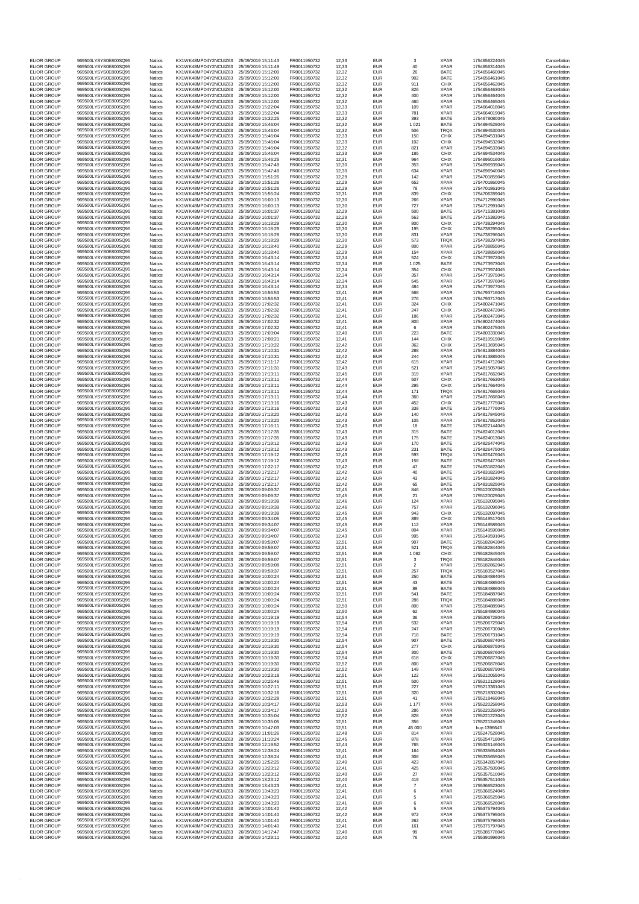| | | | | | | | | | | | |
|---|---|---|---|---|---|---|---|---|---|---|---|
| ELIOR GROUP | 969500LYSYS0E800SQ95 | Natixis | KX1WK48MPD4Y2NCUIZ63 | 25/09/2019 15:11:43 | FR0011950732 | 12,33 | EUR | 3 | XPAR | 1754656224045 | Cancellation |
| ELIOR GROUP | 969500LYSYS0E800SQ95 | Natixis | KX1WK48MPD4Y2NCUIZ63 | 25/09/2019 15:11:49 | FR0011950732 | 12,33 | EUR | 40 | XPAR | 1754656314045 | Cancellation |
| ELIOR GROUP | 969500LYSYS0E800SQ95 | Natixis | KX1WK48MPD4Y2NCUIZ63 | 25/09/2019 15:12:00 | FR0011950732 | 12,32 | EUR | 26 | BATE | 1754656460045 | Cancellation |
| ELIOR GROUP | 969500LYSYS0E800SQ95 | Natixis | KX1WK48MPD4Y2NCUIZ63 | 25/09/2019 15:12:00 | FR0011950732 | 12,32 | EUR | 902 | BATE | 1754656461045 | Cancellation |
| ELIOR GROUP | 969500LYSYS0E800SQ95 | Natixis | KX1WK48MPD4Y2NCUIZ63 | 25/09/2019 15:12:00 | FR0011950732 | 12,32 | EUR | 911 | CHIX | 1754656462045 | Cancellation |
| ELIOR GROUP | 969500LYSYS0E800SQ95 | Natixis | KX1WK48MPD4Y2NCUIZ63 | 25/09/2019 15:12:00 | FR0011950732 | 12,32 | EUR | 826 | XPAR | 1754656463045 | Cancellation |
| ELIOR GROUP | 969500LYSYS0E800SQ95 | Natixis | KX1WK48MPD4Y2NCUIZ63 | 25/09/2019 15:12:00 | FR0011950732 | 12,32 | EUR | 400 | XPAR | 1754656464045 | Cancellation |
| ELIOR GROUP | 969500LYSYS0E800SQ95 | Natixis | KX1WK48MPD4Y2NCUIZ63 | 25/09/2019 15:12:00 | FR0011950732 | 12,32 | EUR | 460 | XPAR | 1754656465045 | Cancellation |
| ELIOR GROUP | 969500LYSYS0E800SQ95 | Natixis | KX1WK48MPD4Y2NCUIZ63 | 25/09/2019 15:22:04 | FR0011950732 | 12,33 | EUR | 109 | XPAR | 1754664018045 | Cancellation |
| ELIOR GROUP | 969500LYSYS0E800SQ95 | Natixis | KX1WK48MPD4Y2NCUIZ63 | 25/09/2019 15:22:04 | FR0011950732 | 12,33 | EUR | 781 | XPAR | 1754664019045 | Cancellation |
| ELIOR GROUP | 969500LYSYS0E800SQ95 | Natixis | KX1WK48MPD4Y2NCUIZ63 | 25/09/2019 15:32:25 | FR0011950732 | 12,32 | EUR | 393 | BATE | 1754678080045 | Cancellation |
| ELIOR GROUP | 969500LYSYS0E800SQ95 | Natixis | KX1WK48MPD4Y2NCUIZ63 | 25/09/2019 15:46:04 | FR0011950732 | 12,32 | EUR | 1 021 | BATE | 1754694529045 | Cancellation |
| ELIOR GROUP | 969500LYSYS0E800SQ95 | Natixis | KX1WK48MPD4Y2NCUIZ63 | 25/09/2019 15:46:04 | FR0011950732 | 12,32 | EUR | 506 | TRQX | 1754694530045 | Cancellation |
| ELIOR GROUP | 969500LYSYS0E800SQ95 | Natixis | KX1WK48MPD4Y2NCUIZ63 | 25/09/2019 15:46:04 | FR0011950732 | 12,33 | EUR | 150 | CHIX | 1754694531045 | Cancellation |
| ELIOR GROUP | 969500LYSYS0E800SQ95 | Natixis | KX1WK48MPD4Y2NCUIZ63 | 25/09/2019 15:46:04 | FR0011950732 | 12,33 | EUR | 102 | CHIX | 1754694532045 | Cancellation |
| ELIOR GROUP | 969500LYSYS0E800SQ95 | Natixis | KX1WK48MPD4Y2NCUIZ63 | 25/09/2019 15:46:04 | FR0011950732 | 12,32 | EUR | 821 | XPAR | 1754694533045 | Cancellation |
| ELIOR GROUP | 969500LYSYS0E800SQ95 | Natixis | KX1WK48MPD4Y2NCUIZ63 | 25/09/2019 15:46:04 | FR0011950732 | 12,33 | EUR | 185 | CHIX | 1754694534045 | Cancellation |
| ELIOR GROUP | 969500LYSYS0E800SQ95 | Natixis | KX1WK48MPD4Y2NCUIZ63 | 25/09/2019 15:46:25 | FR0011950732 | 12,31 | EUR | 964 | CHIX | 1754695016045 | Cancellation |
| ELIOR GROUP | 969500LYSYS0E800SQ95 | Natixis | KX1WK48MPD4Y2NCUIZ63 | 25/09/2019 15:47:49 | FR0011950732 | 12,30 | EUR | 353 | XPAR | 1754696939045 | Cancellation |
| ELIOR GROUP | 969500LYSYS0E800SQ95 | Natixis | KX1WK48MPD4Y2NCUIZ63 | 25/09/2019 15:47:49 | FR0011950732 | 12,30 | EUR | 634 | XPAR | 1754696940045 | Cancellation |
| ELIOR GROUP | 969500LYSYS0E800SQ95 | Natixis | KX1WK48MPD4Y2NCUIZ63 | 25/09/2019 15:51:26 | FR0011950732 | 12,29 | EUR | 142 | XPAR | 1754701859045 | Cancellation |
| ELIOR GROUP | 969500LYSYS0E800SQ95 | Natixis | KX1WK48MPD4Y2NCUIZ63 | 25/09/2019 15:51:26 | FR0011950732 | 12,29 | EUR | 652 | XPAR | 1754701860045 | Cancellation |
| ELIOR GROUP | 969500LYSYS0E800SQ95 | Natixis | KX1WK48MPD4Y2NCUIZ63 | 25/09/2019 15:51:26 | FR0011950732 | 12,29 | EUR | 78 | XPAR | 1754701861045 | Cancellation |
| ELIOR GROUP | 969500LYSYS0E800SQ95 | Natixis | KX1WK48MPD4Y2NCUIZ63 | 25/09/2019 15:55:24 | FR0011950732 | 12,31 | EUR | 839 | CHIX | 1754706289045 | Cancellation |
| ELIOR GROUP | 969500LYSYS0E800SQ95 | Natixis | KX1WK48MPD4Y2NCUIZ63 | 25/09/2019 16:00:13 | FR0011950732 | 12,30 | EUR | 266 | XPAR | 1754712990045 | Cancellation |
| ELIOR GROUP | 969500LYSYS0E800SQ95 | Natixis | KX1WK48MPD4Y2NCUIZ63 | 25/09/2019 16:00:13 | FR0011950732 | 12,30 | EUR | 727 | XPAR | 1754712991045 | Cancellation |
| ELIOR GROUP | 969500LYSYS0E800SQ95 | Natixis | KX1WK48MPD4Y2NCUIZ63 | 25/09/2019 16:01:37 | FR0011950732 | 12,29 | EUR | 500 | BATE | 1754715381045 | Cancellation |
| ELIOR GROUP | 969500LYSYS0E800SQ95 | Natixis | KX1WK48MPD4Y2NCUIZ63 | 25/09/2019 16:01:37 | FR0011950732 | 12,29 | EUR | 563 | BATE | 1754715382045 | Cancellation |
| ELIOR GROUP | 969500LYSYS0E800SQ95 | Natixis | KX1WK48MPD4Y2NCUIZ63 | 25/09/2019 16:18:29 | FR0011950732 | 12,30 | EUR | 800 | CHIX | 1754738294045 | Cancellation |
| ELIOR GROUP | 969500LYSYS0E800SQ95 | Natixis | KX1WK48MPD4Y2NCUIZ63 | 25/09/2019 16:18:29 | FR0011950732 | 12,30 | EUR | 195 | CHIX | 1754738295045 | Cancellation |
| ELIOR GROUP | 969500LYSYS0E800SQ95 | Natixis | KX1WK48MPD4Y2NCUIZ63 | 25/09/2019 16:18:29 | FR0011950732 | 12,30 | EUR | 831 | XPAR | 1754738296045 | Cancellation |
| ELIOR GROUP | 969500LYSYS0E800SQ95 | Natixis | KX1WK48MPD4Y2NCUIZ63 | 25/09/2019 16:18:29 | FR0011950732 | 12,30 | EUR | 573 | TRQX | 1754738297045 | Cancellation |
| ELIOR GROUP | 969500LYSYS0E800SQ95 | Natixis | KX1WK48MPD4Y2NCUIZ63 | 25/09/2019 16:18:40 | FR0011950732 | 12,29 | EUR | 800 | XPAR | 1754738855045 | Cancellation |
| ELIOR GROUP | 969500LYSYS0E800SQ95 | Natixis | KX1WK48MPD4Y2NCUIZ63 | 25/09/2019 16:18:40 | FR0011950732 | 12,29 | EUR | 154 | XPAR | 1754738856045 | Cancellation |
| ELIOR GROUP | 969500LYSYS0E800SQ95 | Natixis | KX1WK48MPD4Y2NCUIZ63 | 25/09/2019 16:43:14 | FR0011950732 | 12,34 | EUR | 524 | CHIX | 1754773972045 | Cancellation |
| ELIOR GROUP | 969500LYSYS0E800SQ95 | Natixis | KX1WK48MPD4Y2NCUIZ63 | 25/09/2019 16:43:14 | FR0011950732 | 12,34 | EUR | 1 025 | BATE | 1754773973045 | Cancellation |
| ELIOR GROUP | 969500LYSYS0E800SQ95 | Natixis | KX1WK48MPD4Y2NCUIZ63 | 25/09/2019 16:43:14 | FR0011950732 | 12,34 | EUR | 354 | CHIX | 1754773974045 | Cancellation |
| ELIOR GROUP | 969500LYSYS0E800SQ95 | Natixis | KX1WK48MPD4Y2NCUIZ63 | 25/09/2019 16:43:14 | FR0011950732 | 12,34 | EUR | 357 | XPAR | 1754773975045 | Cancellation |
| ELIOR GROUP | 969500LYSYS0E800SQ95 | Natixis | KX1WK48MPD4Y2NCUIZ63 | 25/09/2019 16:43:14 | FR0011950732 | 12,34 | EUR | 545 | XPAR | 1754773976045 | Cancellation |
| ELIOR GROUP | 969500LYSYS0E800SQ95 | Natixis | KX1WK48MPD4Y2NCUIZ63 | 25/09/2019 16:43:14 | FR0011950732 | 12,34 | EUR | 484 | XPAR | 1754773977045 | Cancellation |
| ELIOR GROUP | 969500LYSYS0E800SQ95 | Natixis | KX1WK48MPD4Y2NCUIZ63 | 25/09/2019 16:56:53 | FR0011950732 | 12,41 | EUR | 568 | XPAR | 1754793716045 | Cancellation |
| ELIOR GROUP | 969500LYSYS0E800SQ95 | Natixis | KX1WK48MPD4Y2NCUIZ63 | 25/09/2019 16:56:53 | FR0011950732 | 12,41 | EUR | 276 | XPAR | 1754793717045 | Cancellation |
| ELIOR GROUP | 969500LYSYS0E800SQ95 | Natixis | KX1WK48MPD4Y2NCUIZ63 | 25/09/2019 17:02:32 | FR0011950732 | 12,41 | EUR | 324 | CHIX | 1754802471045 | Cancellation |
| ELIOR GROUP | 969500LYSYS0E800SQ95 | Natixis | KX1WK48MPD4Y2NCUIZ63 | 25/09/2019 17:02:32 | FR0011950732 | 12,41 | EUR | 247 | CHIX | 1754802472045 | Cancellation |
| ELIOR GROUP | 969500LYSYS0E800SQ95 | Natixis | KX1WK48MPD4Y2NCUIZ63 | 25/09/2019 17:02:32 | FR0011950732 | 12,41 | EUR | 186 | XPAR | 1754802473045 | Cancellation |
| ELIOR GROUP | 969500LYSYS0E800SQ95 | Natixis | KX1WK48MPD4Y2NCUIZ63 | 25/09/2019 17:02:32 | FR0011950732 | 12,41 | EUR | 800 | XPAR | 1754802474045 | Cancellation |
| ELIOR GROUP | 969500LYSYS0E800SQ95 | Natixis | KX1WK48MPD4Y2NCUIZ63 | 25/09/2019 17:02:32 | FR0011950732 | 12,41 | EUR | 6 | XPAR | 1754802475045 | Cancellation |
| ELIOR GROUP | 969500LYSYS0E800SQ95 | Natixis | KX1WK48MPD4Y2NCUIZ63 | 25/09/2019 17:03:04 | FR0011950732 | 12,40 | EUR | 223 | BATE | 1754803330045 | Cancellation |
| ELIOR GROUP | 969500LYSYS0E800SQ95 | Natixis | KX1WK48MPD4Y2NCUIZ63 | 25/09/2019 17:08:21 | FR0011950732 | 12,41 | EUR | 144 | CHIX | 1754810919045 | Cancellation |
| ELIOR GROUP | 969500LYSYS0E800SQ95 | Natixis | KX1WK48MPD4Y2NCUIZ63 | 25/09/2019 17:10:22 | FR0011950732 | 12,42 | EUR | 362 | CHIX | 1754813695045 | Cancellation |
| ELIOR GROUP | 969500LYSYS0E800SQ95 | Natixis | KX1WK48MPD4Y2NCUIZ63 | 25/09/2019 17:10:31 | FR0011950732 | 12,42 | EUR | 288 | XPAR | 1754813884045 | Cancellation |
| ELIOR GROUP | 969500LYSYS0E800SQ95 | Natixis | KX1WK48MPD4Y2NCUIZ63 | 25/09/2019 17:10:31 | FR0011950732 | 12,42 | EUR | 244 | XPAR | 1754813885045 | Cancellation |
| ELIOR GROUP | 969500LYSYS0E800SQ95 | Natixis | KX1WK48MPD4Y2NCUIZ63 | 25/09/2019 17:11:17 | FR0011950732 | 12,42 | EUR | 615 | XPAR | 1754814712045 | Cancellation |
| ELIOR GROUP | 969500LYSYS0E800SQ95 | Natixis | KX1WK48MPD4Y2NCUIZ63 | 25/09/2019 17:11:31 | FR0011950732 | 12,43 | EUR | 521 | XPAR | 1754815057045 | Cancellation |
| ELIOR GROUP | 969500LYSYS0E800SQ95 | Natixis | KX1WK48MPD4Y2NCUIZ63 | 25/09/2019 17:13:11 | FR0011950732 | 12,45 | EUR | 319 | XPAR | 1754817662045 | Cancellation |
| ELIOR GROUP | 969500LYSYS0E800SQ95 | Natixis | KX1WK48MPD4Y2NCUIZ63 | 25/09/2019 17:13:11 | FR0011950732 | 12,44 | EUR | 507 | CHIX | 1754817663045 | Cancellation |
| ELIOR GROUP | 969500LYSYS0E800SQ95 | Natixis | KX1WK48MPD4Y2NCUIZ63 | 25/09/2019 17:13:11 | FR0011950732 | 12,44 | EUR | 295 | CHIX | 1754817664045 | Cancellation |
| ELIOR GROUP | 969500LYSYS0E800SQ95 | Natixis | KX1WK48MPD4Y2NCUIZ63 | 25/09/2019 17:13:11 | FR0011950732 | 12,44 | EUR | 171 | TRQX | 1754817665045 | Cancellation |
| ELIOR GROUP | 969500LYSYS0E800SQ95 | Natixis | KX1WK48MPD4Y2NCUIZ63 | 25/09/2019 17:13:11 | FR0011950732 | 12,44 | EUR | 360 | XPAR | 1754817666045 | Cancellation |
| ELIOR GROUP | 969500LYSYS0E800SQ95 | Natixis | KX1WK48MPD4Y2NCUIZ63 | 25/09/2019 17:13:16 | FR0011950732 | 12,43 | EUR | 452 | CHIX | 1754817775045 | Cancellation |
| ELIOR GROUP | 969500LYSYS0E800SQ95 | Natixis | KX1WK48MPD4Y2NCUIZ63 | 25/09/2019 17:13:16 | FR0011950732 | 12,43 | EUR | 338 | BATE | 1754817776045 | Cancellation |
| ELIOR GROUP | 969500LYSYS0E800SQ95 | Natixis | KX1WK48MPD4Y2NCUIZ63 | 25/09/2019 17:13:20 | FR0011950732 | 12,43 | EUR | 140 | XPAR | 1754817845045 | Cancellation |
| ELIOR GROUP | 969500LYSYS0E800SQ95 | Natixis | KX1WK48MPD4Y2NCUIZ63 | 25/09/2019 17:13:20 | FR0011950732 | 12,43 | EUR | 105 | XPAR | 1754817852045 | Cancellation |
| ELIOR GROUP | 969500LYSYS0E800SQ95 | Natixis | KX1WK48MPD4Y2NCUIZ63 | 25/09/2019 17:16:11 | FR0011950732 | 12,43 | EUR | 18 | BATE | 1754822144045 | Cancellation |
| ELIOR GROUP | 969500LYSYS0E800SQ95 | Natixis | KX1WK48MPD4Y2NCUIZ63 | 25/09/2019 17:17:35 | FR0011950732 | 12,43 | EUR | 315 | BATE | 1754824012045 | Cancellation |
| ELIOR GROUP | 969500LYSYS0E800SQ95 | Natixis | KX1WK48MPD4Y2NCUIZ63 | 25/09/2019 17:17:35 | FR0011950732 | 12,43 | EUR | 175 | BATE | 1754824013045 | Cancellation |
| ELIOR GROUP | 969500LYSYS0E800SQ95 | Natixis | KX1WK48MPD4Y2NCUIZ63 | 25/09/2019 17:19:12 | FR0011950732 | 12,43 | EUR | 170 | BATE | 1754826474045 | Cancellation |
| ELIOR GROUP | 969500LYSYS0E800SQ95 | Natixis | KX1WK48MPD4Y2NCUIZ63 | 25/09/2019 17:19:12 | FR0011950732 | 12,43 | EUR | 231 | BATE | 1754826475045 | Cancellation |
| ELIOR GROUP | 969500LYSYS0E800SQ95 | Natixis | KX1WK48MPD4Y2NCUIZ63 | 25/09/2019 17:19:12 | FR0011950732 | 12,43 | EUR | 593 | TRQX | 1754826476045 | Cancellation |
| ELIOR GROUP | 969500LYSYS0E800SQ95 | Natixis | KX1WK48MPD4Y2NCUIZ63 | 25/09/2019 17:19:12 | FR0011950732 | 12,43 | EUR | 156 | BATE | 1754826477045 | Cancellation |
| ELIOR GROUP | 969500LYSYS0E800SQ95 | Natixis | KX1WK48MPD4Y2NCUIZ63 | 25/09/2019 17:22:17 | FR0011950732 | 12,42 | EUR | 47 | BATE | 1754831822045 | Cancellation |
| ELIOR GROUP | 969500LYSYS0E800SQ95 | Natixis | KX1WK48MPD4Y2NCUIZ63 | 25/09/2019 17:22:17 | FR0011950732 | 12,42 | EUR | 40 | BATE | 1754831823045 | Cancellation |
| ELIOR GROUP | 969500LYSYS0E800SQ95 | Natixis | KX1WK48MPD4Y2NCUIZ63 | 25/09/2019 17:22:17 | FR0011950732 | 12,42 | EUR | 43 | BATE | 1754831824045 | Cancellation |
| ELIOR GROUP | 969500LYSYS0E800SQ95 | Natixis | KX1WK48MPD4Y2NCUIZ63 | 25/09/2019 17:22:17 | FR0011950732 | 12,42 | EUR | 65 | BATE | 1754831825045 | Cancellation |
| ELIOR GROUP | 969500LYSYS0E800SQ95 | Natixis | KX1WK48MPD4Y2NCUIZ63 | 26/09/2019 09:09:37 | FR0011950732 | 12,45 | EUR | 846 | XPAR | 1755120028045 | Cancellation |
| ELIOR GROUP | 969500LYSYS0E800SQ95 | Natixis | KX1WK48MPD4Y2NCUIZ63 | 26/09/2019 09:09:37 | FR0011950732 | 12,45 | EUR | 21 | XPAR | 1755120029045 | Cancellation |
| ELIOR GROUP | 969500LYSYS0E800SQ95 | Natixis | KX1WK48MPD4Y2NCUIZ63 | 26/09/2019 09:19:39 | FR0011950732 | 12,46 | EUR | 124 | XPAR | 1755132095045 | Cancellation |
| ELIOR GROUP | 969500LYSYS0E800SQ95 | Natixis | KX1WK48MPD4Y2NCUIZ63 | 26/09/2019 09:19:39 | FR0011950732 | 12,46 | EUR | 757 | XPAR | 1755132096045 | Cancellation |
| ELIOR GROUP | 969500LYSYS0E800SQ95 | Natixis | KX1WK48MPD4Y2NCUIZ63 | 26/09/2019 09:19:39 | FR0011950732 | 12,45 | EUR | 943 | CHIX | 1755132097045 | Cancellation |
| ELIOR GROUP | 969500LYSYS0E800SQ95 | Natixis | KX1WK48MPD4Y2NCUIZ63 | 26/09/2019 09:34:05 | FR0011950732 | 12,45 | EUR | 889 | CHIX | 1755149517045 | Cancellation |
| ELIOR GROUP | 969500LYSYS0E800SQ95 | Natixis | KX1WK48MPD4Y2NCUIZ63 | 26/09/2019 09:34:07 | FR0011950732 | 12,45 | EUR | 112 | XPAR | 1755149589045 | Cancellation |
| ELIOR GROUP | 969500LYSYS0E800SQ95 | Natixis | KX1WK48MPD4Y2NCUIZ63 | 26/09/2019 09:34:07 | FR0011950732 | 12,45 | EUR | 804 | XPAR | 1755149590045 | Cancellation |
| ELIOR GROUP | 969500LYSYS0E800SQ95 | Natixis | KX1WK48MPD4Y2NCUIZ63 | 26/09/2019 09:34:07 | FR0011950732 | 12,43 | EUR | 995 | XPAR | 1755149591045 | Cancellation |
| ELIOR GROUP | 969500LYSYS0E800SQ95 | Natixis | KX1WK48MPD4Y2NCUIZ63 | 26/09/2019 09:59:07 | FR0011950732 | 12,51 | EUR | 907 | BATE | 1755182843045 | Cancellation |
| ELIOR GROUP | 969500LYSYS0E800SQ95 | Natixis | KX1WK48MPD4Y2NCUIZ63 | 26/09/2019 09:59:07 | FR0011950732 | 12,51 | EUR | 521 | TRQX | 1755182844045 | Cancellation |
| ELIOR GROUP | 969500LYSYS0E800SQ95 | Natixis | KX1WK48MPD4Y2NCUIZ63 | 26/09/2019 09:59:07 | FR0011950732 | 12,51 | EUR | 1 062 | CHIX | 1755182845045 | Cancellation |
| ELIOR GROUP | 969500LYSYS0E800SQ95 | Natixis | KX1WK48MPD4Y2NCUIZ63 | 26/09/2019 09:59:07 | FR0011950732 | 12,51 | EUR | 3 | TRQX | 1755182846045 | Cancellation |
| ELIOR GROUP | 969500LYSYS0E800SQ95 | Natixis | KX1WK48MPD4Y2NCUIZ63 | 26/09/2019 09:59:08 | FR0011950732 | 12,51 | EUR | 2 | XPAR | 1755182862045 | Cancellation |
| ELIOR GROUP | 969500LYSYS0E800SQ95 | Natixis | KX1WK48MPD4Y2NCUIZ63 | 26/09/2019 09:59:37 | FR0011950732 | 12,51 | EUR | 257 | TRQX | 1755183527045 | Cancellation |
| ELIOR GROUP | 969500LYSYS0E800SQ95 | Natixis | KX1WK48MPD4Y2NCUIZ63 | 26/09/2019 10:00:24 | FR0011950732 | 12,51 | EUR | 250 | BATE | 1755184884045 | Cancellation |
| ELIOR GROUP | 969500LYSYS0E800SQ95 | Natixis | KX1WK48MPD4Y2NCUIZ63 | 26/09/2019 10:00:24 | FR0011950732 | 12,51 | EUR | 43 | BATE | 1755184885045 | Cancellation |
| ELIOR GROUP | 969500LYSYS0E800SQ95 | Natixis | KX1WK48MPD4Y2NCUIZ63 | 26/09/2019 10:00:24 | FR0011950732 | 12,51 | EUR | 89 | BATE | 1755184886045 | Cancellation |
| ELIOR GROUP | 969500LYSYS0E800SQ95 | Natixis | KX1WK48MPD4Y2NCUIZ63 | 26/09/2019 10:00:24 | FR0011950732 | 12,51 | EUR | 541 | BATE | 1755184887045 | Cancellation |
| ELIOR GROUP | 969500LYSYS0E800SQ95 | Natixis | KX1WK48MPD4Y2NCUIZ63 | 26/09/2019 10:00:24 | FR0011950732 | 12,51 | EUR | 286 | TRQX | 1755184888045 | Cancellation |
| ELIOR GROUP | 969500LYSYS0E800SQ95 | Natixis | KX1WK48MPD4Y2NCUIZ63 | 26/09/2019 10:00:24 | FR0011950732 | 12,50 | EUR | 800 | XPAR | 1755184889045 | Cancellation |
| ELIOR GROUP | 969500LYSYS0E800SQ95 | Natixis | KX1WK48MPD4Y2NCUIZ63 | 26/09/2019 10:00:24 | FR0011950732 | 12,50 | EUR | 62 | XPAR | 1755184890045 | Cancellation |
| ELIOR GROUP | 969500LYSYS0E800SQ95 | Natixis | KX1WK48MPD4Y2NCUIZ63 | 26/09/2019 10:19:19 | FR0011950732 | 12,54 | EUR | 36 | XPAR | 1755206728045 | Cancellation |
| ELIOR GROUP | 969500LYSYS0E800SQ95 | Natixis | KX1WK48MPD4Y2NCUIZ63 | 26/09/2019 10:19:19 | FR0011950732 | 12,54 | EUR | 532 | XPAR | 1755206729045 | Cancellation |
| ELIOR GROUP | 969500LYSYS0E800SQ95 | Natixis | KX1WK48MPD4Y2NCUIZ63 | 26/09/2019 10:19:19 | FR0011950732 | 12,54 | EUR | 247 | XPAR | 1755206730045 | Cancellation |
| ELIOR GROUP | 969500LYSYS0E800SQ95 | Natixis | KX1WK48MPD4Y2NCUIZ63 | 26/09/2019 10:19:19 | FR0011950732 | 12,54 | EUR | 718 | BATE | 1755206731045 | Cancellation |
| ELIOR GROUP | 969500LYSYS0E800SQ95 | Natixis | KX1WK48MPD4Y2NCUIZ63 | 26/09/2019 10:19:30 | FR0011950732 | 12,54 | EUR | 907 | BATE | 1755206874045 | Cancellation |
| ELIOR GROUP | 969500LYSYS0E800SQ95 | Natixis | KX1WK48MPD4Y2NCUIZ63 | 26/09/2019 10:19:30 | FR0011950732 | 12,54 | EUR | 277 | CHIX | 1755206875045 | Cancellation |
| ELIOR GROUP | 969500LYSYS0E800SQ95 | Natixis | KX1WK48MPD4Y2NCUIZ63 | 26/09/2019 10:19:30 | FR0011950732 | 12,54 | EUR | 300 | BATE | 1755206876045 | Cancellation |
| ELIOR GROUP | 969500LYSYS0E800SQ95 | Natixis | KX1WK48MPD4Y2NCUIZ63 | 26/09/2019 10:19:30 | FR0011950732 | 12,54 | EUR | 618 | CHIX | 1755206877045 | Cancellation |
| ELIOR GROUP | 969500LYSYS0E800SQ95 | Natixis | KX1WK48MPD4Y2NCUIZ63 | 26/09/2019 10:19:30 | FR0011950732 | 12,52 | EUR | 800 | XPAR | 1755206878045 | Cancellation |
| ELIOR GROUP | 969500LYSYS0E800SQ95 | Natixis | KX1WK48MPD4Y2NCUIZ63 | 26/09/2019 10:19:30 | FR0011950732 | 12,52 | EUR | 149 | XPAR | 1755206879045 | Cancellation |
| ELIOR GROUP | 969500LYSYS0E800SQ95 | Natixis | KX1WK48MPD4Y2NCUIZ63 | 26/09/2019 10:23:18 | FR0011950732 | 12,51 | EUR | 122 | XPAR | 1755210055045 | Cancellation |
| ELIOR GROUP | 969500LYSYS0E800SQ95 | Natixis | KX1WK48MPD4Y2NCUIZ63 | 26/09/2019 10:25:46 | FR0011950732 | 12,51 | EUR | 500 | XPAR | 1755212128045 | Cancellation |
| ELIOR GROUP | 969500LYSYS0E800SQ95 | Natixis | KX1WK48MPD4Y2NCUIZ63 | 26/09/2019 10:27:11 | FR0011950732 | 12,51 | EUR | 227 | XPAR | 1755213361045 | Cancellation |
| ELIOR GROUP | 969500LYSYS0E800SQ95 | Natixis | KX1WK48MPD4Y2NCUIZ63 | 26/09/2019 10:32:16 | FR0011950732 | 12,51 | EUR | 320 | XPAR | 1755218302045 | Cancellation |
| ELIOR GROUP | 969500LYSYS0E800SQ95 | Natixis | KX1WK48MPD4Y2NCUIZ63 | 26/09/2019 10:32:28 | FR0011950732 | 12,51 | EUR | 41 | XPAR | 1755218469045 | Cancellation |
| ELIOR GROUP | 969500LYSYS0E800SQ95 | Natixis | KX1WK48MPD4Y2NCUIZ63 | 26/09/2019 10:34:17 | FR0011950732 | 12,53 | EUR | 1 177 | XPAR | 1755220258045 | Cancellation |
| ELIOR GROUP | 969500LYSYS0E800SQ95 | Natixis | KX1WK48MPD4Y2NCUIZ63 | 26/09/2019 10:34:17 | FR0011950732 | 12,53 | EUR | 286 | XPAR | 1755220259045 | Cancellation |
| ELIOR GROUP | 969500LYSYS0E800SQ95 | Natixis | KX1WK48MPD4Y2NCUIZ63 | 26/09/2019 10:35:04 | FR0011950732 | 12,52 | EUR | 828 | XPAR | 1755221223045 | Cancellation |
| ELIOR GROUP | 969500LYSYS0E800SQ95 | Natixis | KX1WK48MPD4Y2NCUIZ63 | 26/09/2019 10:35:05 | FR0011950732 | 12,51 | EUR | 356 | XPAR | 1755221246045 | Cancellation |
| ELIOR GROUP | 969500LYSYS0E800SQ95 | Natixis | KX1WK48MPD4Y2NCUIZ63 | 26/09/2019 10:47:03 | FR0011950732 | 12,51 | EUR | 45 000 | XPAR | buy-1396643 | Cancellation |
| ELIOR GROUP | 969500LYSYS0E800SQ95 | Natixis | KX1WK48MPD4Y2NCUIZ63 | 26/09/2019 11:01:26 | FR0011950732 | 12,48 | EUR | 814 | XPAR | 1755247528045 | Cancellation |
| ELIOR GROUP | 969500LYSYS0E800SQ95 | Natixis | KX1WK48MPD4Y2NCUIZ63 | 26/09/2019 11:10:24 | FR0011950732 | 12,45 | EUR | 878 | XPAR | 1755254718045 | Cancellation |
| ELIOR GROUP | 969500LYSYS0E800SQ95 | Natixis | KX1WK48MPD4Y2NCUIZ63 | 26/09/2019 12:19:52 | FR0011950732 | 12,44 | EUR | 765 | XPAR | 1755326146045 | Cancellation |
| ELIOR GROUP | 969500LYSYS0E800SQ95 | Natixis | KX1WK48MPD4Y2NCUIZ63 | 26/09/2019 12:38:24 | FR0011950732 | 12,41 | EUR | 164 | XPAR | 1755335654045 | Cancellation |
| ELIOR GROUP | 969500LYSYS0E800SQ95 | Natixis | KX1WK48MPD4Y2NCUIZ63 | 26/09/2019 12:38:24 | FR0011950732 | 12,41 | EUR | 306 | XPAR | 1755335655045 | Cancellation |
| ELIOR GROUP | 969500LYSYS0E800SQ95 | Natixis | KX1WK48MPD4Y2NCUIZ63 | 26/09/2019 12:52:25 | FR0011950732 | 12,40 | EUR | 423 | XPAR | 1755342857045 | Cancellation |
| ELIOR GROUP | 969500LYSYS0E800SQ95 | Natixis | KX1WK48MPD4Y2NCUIZ63 | 26/09/2019 13:23:12 | FR0011950732 | 12,41 | EUR | 425 | XPAR | 1755357509045 | Cancellation |
| ELIOR GROUP | 969500LYSYS0E800SQ95 | Natixis | KX1WK48MPD4Y2NCUIZ63 | 26/09/2019 13:23:12 | FR0011950732 | 12,40 | EUR | 27 | XPAR | 1755357510045 | Cancellation |
| ELIOR GROUP | 969500LYSYS0E800SQ95 | Natixis | KX1WK48MPD4Y2NCUIZ63 | 26/09/2019 13:23:12 | FR0011950732 | 12,40 | EUR | 419 | XPAR | 1755357511045 | Cancellation |
| ELIOR GROUP | 969500LYSYS0E800SQ95 | Natixis | KX1WK48MPD4Y2NCUIZ63 | 26/09/2019 13:43:23 | FR0011950732 | 12,41 | EUR | 7 | XPAR | 1755366523045 | Cancellation |
| ELIOR GROUP | 969500LYSYS0E800SQ95 | Natixis | KX1WK48MPD4Y2NCUIZ63 | 26/09/2019 13:43:23 | FR0011950732 | 12,41 | EUR | 6 | XPAR | 1755366524045 | Cancellation |
| ELIOR GROUP | 969500LYSYS0E800SQ95 | Natixis | KX1WK48MPD4Y2NCUIZ63 | 26/09/2019 13:43:23 | FR0011950732 | 12,41 | EUR | 5 | XPAR | 1755366525045 | Cancellation |
| ELIOR GROUP | 969500LYSYS0E800SQ95 | Natixis | KX1WK48MPD4Y2NCUIZ63 | 26/09/2019 13:43:23 | FR0011950732 | 12,41 | EUR | 6 | XPAR | 1755366526045 | Cancellation |
| ELIOR GROUP | 969500LYSYS0E800SQ95 | Natixis | KX1WK48MPD4Y2NCUIZ63 | 26/09/2019 14:01:40 | FR0011950732 | 12,42 | EUR | 5 | XPAR | 1755375794045 | Cancellation |
| ELIOR GROUP | 969500LYSYS0E800SQ95 | Natixis | KX1WK48MPD4Y2NCUIZ63 | 26/09/2019 14:01:40 | FR0011950732 | 12,42 | EUR | 972 | XPAR | 1755375795045 | Cancellation |
| ELIOR GROUP | 969500LYSYS0E800SQ95 | Natixis | KX1WK48MPD4Y2NCUIZ63 | 26/09/2019 14:01:40 | FR0011950732 | 12,41 | EUR | 262 | XPAR | 1755375796045 | Cancellation |
| ELIOR GROUP | 969500LYSYS0E800SQ95 | Natixis | KX1WK48MPD4Y2NCUIZ63 | 26/09/2019 14:01:40 | FR0011950732 | 12,41 | EUR | 161 | XPAR | 1755375797045 | Cancellation |
| ELIOR GROUP | 969500LYSYS0E800SQ95 | Natixis | KX1WK48MPD4Y2NCUIZ63 | 26/09/2019 14:17:47 | FR0011950732 | 12,40 | EUR | 99 | XPAR | 1755385778045 | Cancellation |
| ELIOR GROUP | 969500LYSYS0E800SQ95 | Natixis | KX1WK48MPD4Y2NCUIZ63 | 26/09/2019 14:29:11 | FR0011950732 | 12,40 | EUR | 76 | XPAR | 1755391996045 | Cancellation |